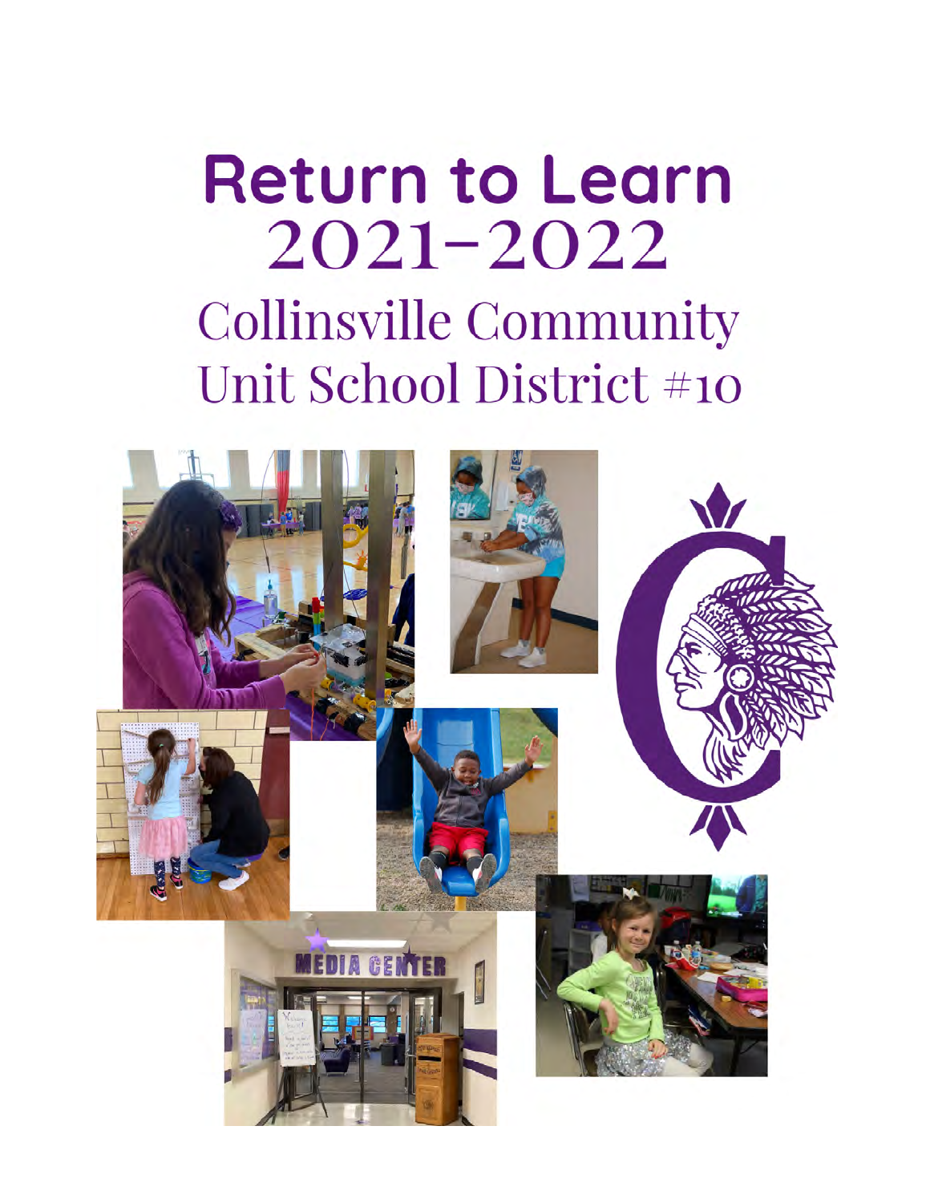# Return to Learn 2021–2022

## Collinsville Community Unit School District #10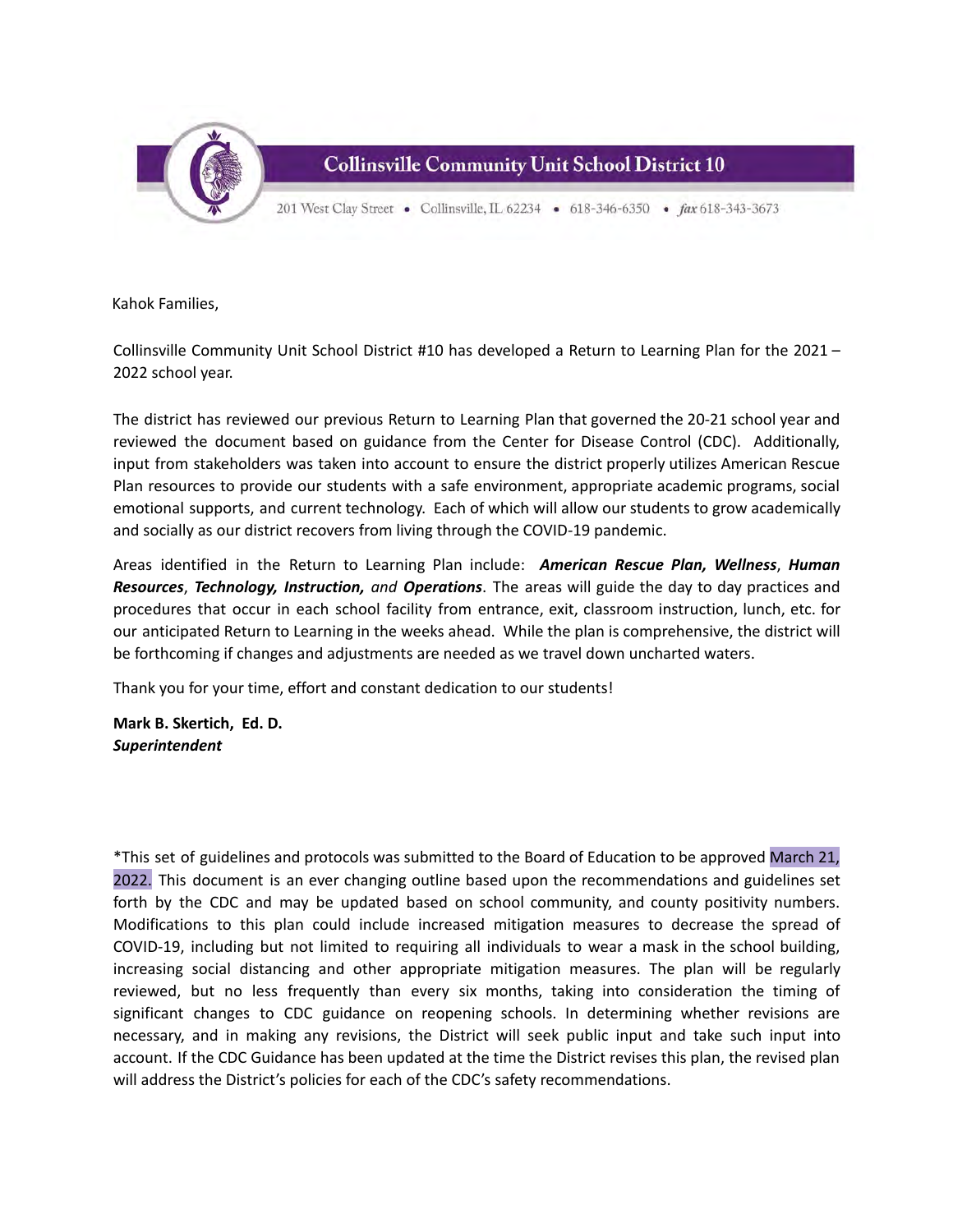# Collinsville Community Unit School District 10

201 West Clay Street • Collinsville, IL 62234 • 618-346-6350 • *fax* 618-343-3673

Kahok Families,

Collinsville Community Unit School District #10 has developed a Return to Learning Plan for the 2021 – 2022 school year.

The district has reviewed our previous Return to Learning Plan that governed the 20-21 school year and reviewed the document based on guidance from the Center for Disease Control (CDC). Additionally, input from stakeholders was taken into account to ensure the district properly utilizes American Rescue Plan resources to provide our students with a safe environment, appropriate academic programs, social emotional supports, and current technology. Each of which will allow our students to grow academically and socially as our district recovers from living through the COVID-19 pandemic.

Areas identified in the Return to Learning Plan include: ***American Rescue Plan, Wellness***, ***Human Resources***, ***Technology, Instruction,*** *and* ***Operations***. The areas will guide the day to day practices and procedures that occur in each school facility from entrance, exit, classroom instruction, lunch, etc. for our anticipated Return to Learning in the weeks ahead. While the plan is comprehensive, the district will be forthcoming if changes and adjustments are needed as we travel down uncharted waters.

Thank you for your time, effort and constant dedication to our students!

**Mark B. Skertich, Ed. D.**
***Superintendent***

*This set of guidelines and protocols was submitted to the Board of Education to be approved March 21, 2022. This document is an ever changing outline based upon the recommendations and guidelines set forth by the CDC and may be updated based on school community, and county positivity numbers. Modifications to this plan could include increased mitigation measures to decrease the spread of COVID-19, including but not limited to requiring all individuals to wear a mask in the school building, increasing social distancing and other appropriate mitigation measures. The plan will be regularly reviewed, but no less frequently than every six months, taking into consideration the timing of significant changes to CDC guidance on reopening schools. In determining whether revisions are necessary, and in making any revisions, the District will seek public input and take such input into account. If the CDC Guidance has been updated at the time the District revises this plan, the revised plan will address the District's policies for each of the CDC's safety recommendations.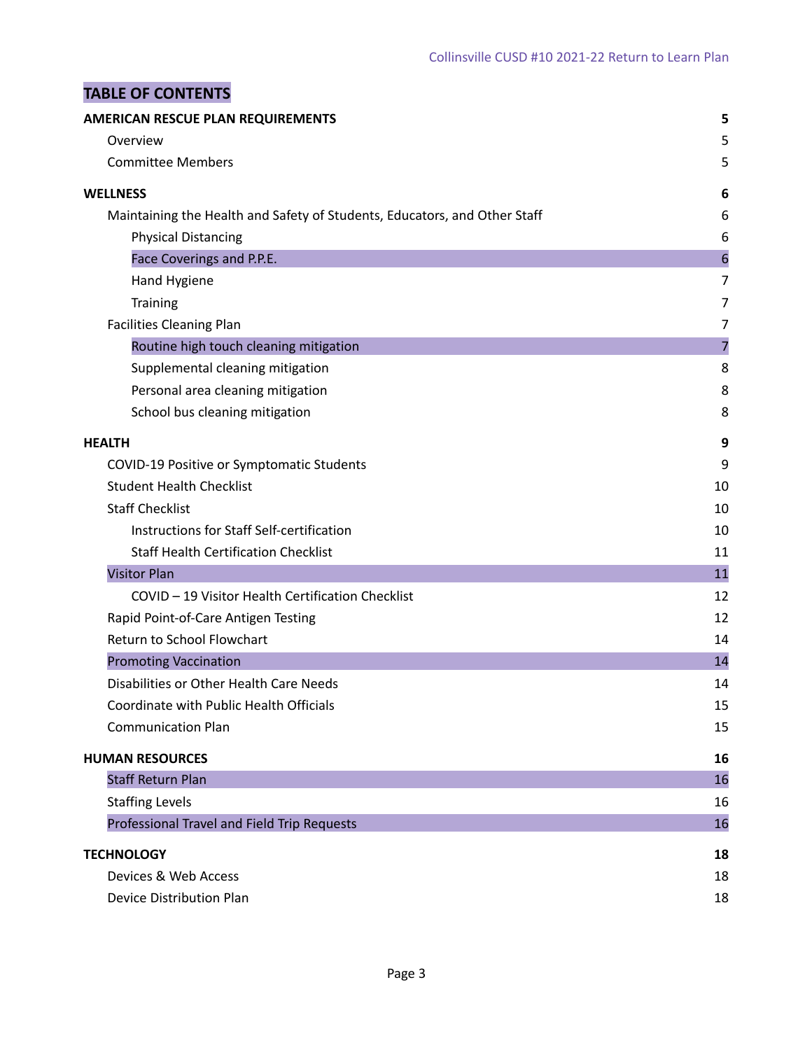# TABLE OF CONTENTS

| | |
|---|---|
| **AMERICAN RESCUE PLAN REQUIREMENTS** | **5** |
| Overview | 5 |
| Committee Members | 5 |
| **WELLNESS** | **6** |
| Maintaining the Health and Safety of Students, Educators, and Other Staff | 6 |
| Physical Distancing | 6 |
| Face Coverings and P.P.E. | 6 |
| Hand Hygiene | 7 |
| Training | 7 |
| Facilities Cleaning Plan | 7 |
| Routine high touch cleaning mitigation | 7 |
| Supplemental cleaning mitigation | 8 |
| Personal area cleaning mitigation | 8 |
| School bus cleaning mitigation | 8 |
| **HEALTH** | **9** |
| COVID-19 Positive or Symptomatic Students | 9 |
| Student Health Checklist | 10 |
| Staff Checklist | 10 |
| Instructions for Staff Self-certification | 10 |
| Staff Health Certification Checklist | 11 |
| Visitor Plan | 11 |
| COVID – 19 Visitor Health Certification Checklist | 12 |
| Rapid Point-of-Care Antigen Testing | 12 |
| Return to School Flowchart | 14 |
| Promoting Vaccination | 14 |
| Disabilities or Other Health Care Needs | 14 |
| Coordinate with Public Health Officials | 15 |
| Communication Plan | 15 |
| **HUMAN RESOURCES** | **16** |
| Staff Return Plan | 16 |
| Staffing Levels | 16 |
| Professional Travel and Field Trip Requests | 16 |
| **TECHNOLOGY** | **18** |
| Devices & Web Access | 18 |
| Device Distribution Plan | 18 |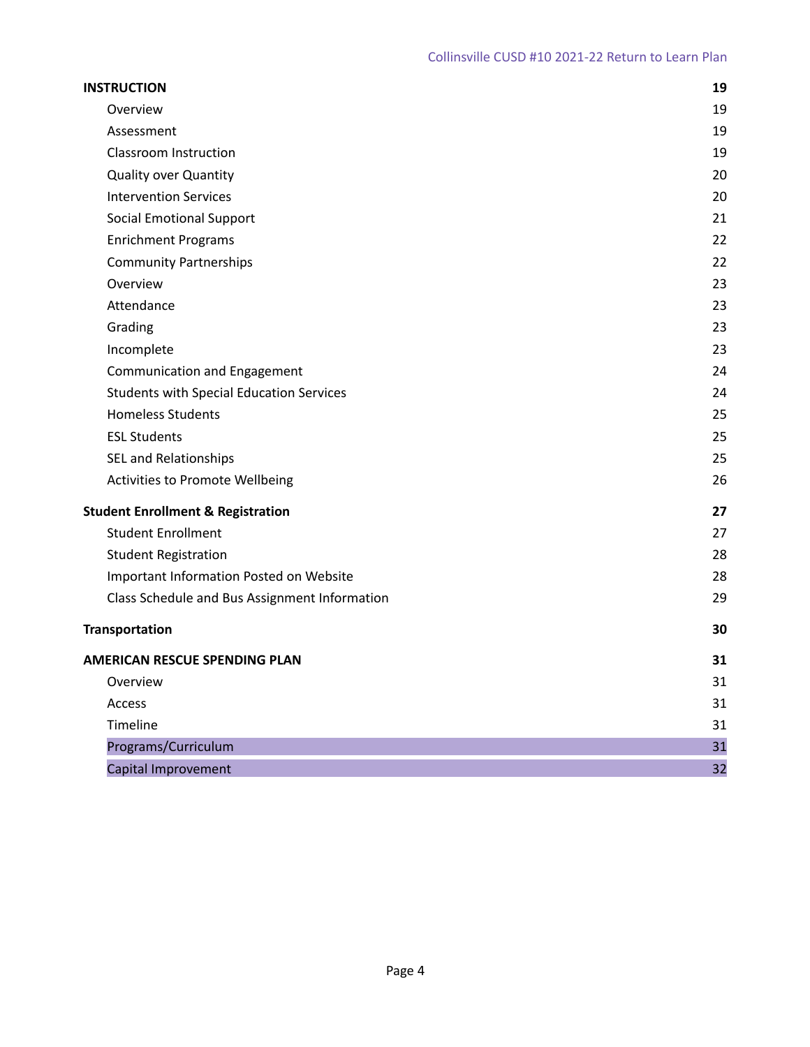| | |
|---|---|
| **INSTRUCTION** | **19** |
| Overview | 19 |
| Assessment | 19 |
| Classroom Instruction | 19 |
| Quality over Quantity | 20 |
| Intervention Services | 20 |
| Social Emotional Support | 21 |
| Enrichment Programs | 22 |
| Community Partnerships | 22 |
| Overview | 23 |
| Attendance | 23 |
| Grading | 23 |
| Incomplete | 23 |
| Communication and Engagement | 24 |
| Students with Special Education Services | 24 |
| Homeless Students | 25 |
| ESL Students | 25 |
| SEL and Relationships | 25 |
| Activities to Promote Wellbeing | 26 |
| **Student Enrollment & Registration** | **27** |
| Student Enrollment | 27 |
| Student Registration | 28 |
| Important Information Posted on Website | 28 |
| Class Schedule and Bus Assignment Information | 29 |
| **Transportation** | **30** |
| **AMERICAN RESCUE SPENDING PLAN** | **31** |
| Overview | 31 |
| Access | 31 |
| Timeline | 31 |
| Programs/Curriculum | 31 |
| Capital Improvement | 32 |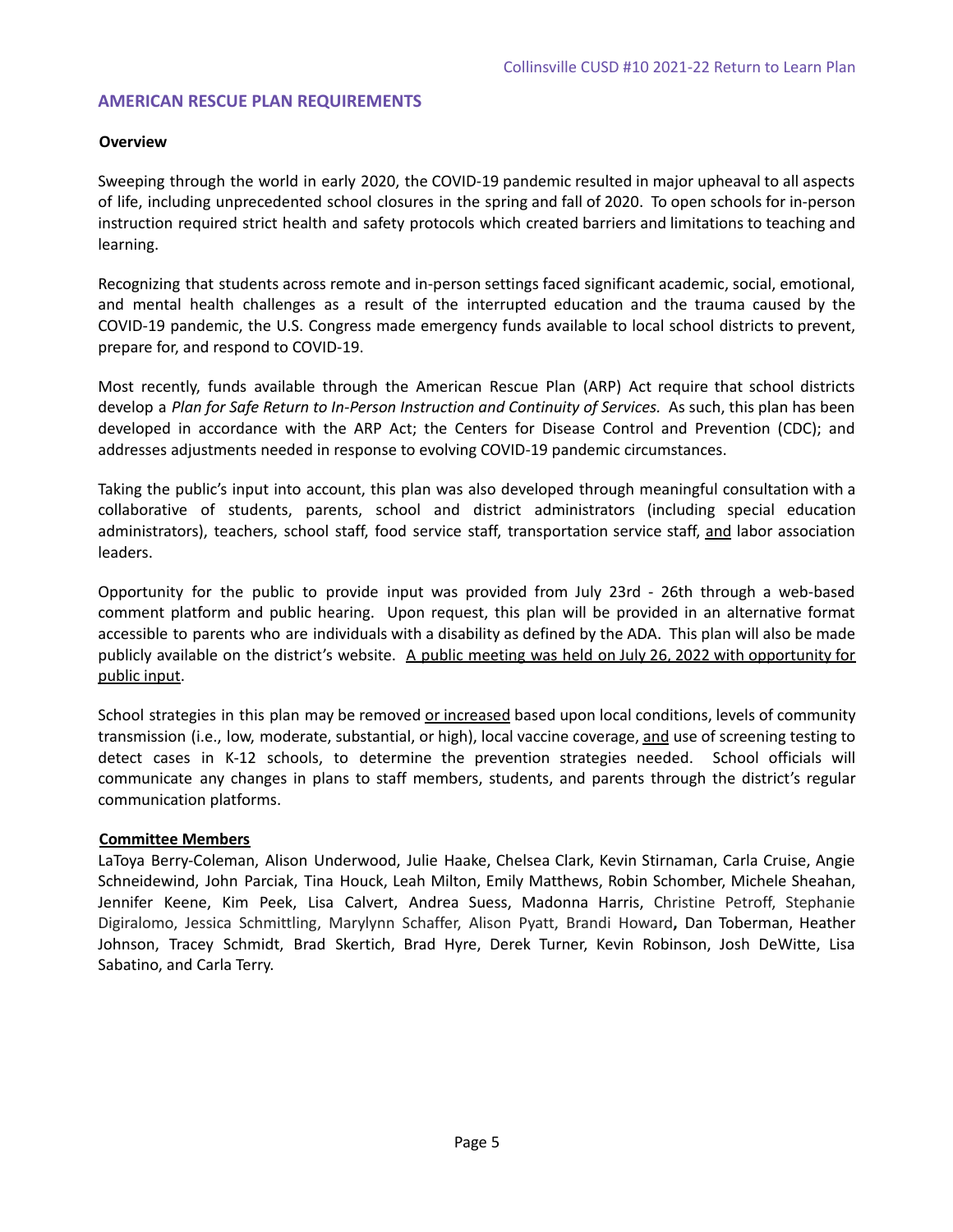## AMERICAN RESCUE PLAN REQUIREMENTS

**Overview**

Sweeping through the world in early 2020, the COVID-19 pandemic resulted in major upheaval to all aspects of life, including unprecedented school closures in the spring and fall of 2020. To open schools for in-person instruction required strict health and safety protocols which created barriers and limitations to teaching and learning.

Recognizing that students across remote and in-person settings faced significant academic, social, emotional, and mental health challenges as a result of the interrupted education and the trauma caused by the COVID-19 pandemic, the U.S. Congress made emergency funds available to local school districts to prevent, prepare for, and respond to COVID-19.

Most recently, funds available through the American Rescue Plan (ARP) Act require that school districts develop a *Plan for Safe Return to In-Person Instruction and Continuity of Services.* As such, this plan has been developed in accordance with the ARP Act; the Centers for Disease Control and Prevention (CDC); and addresses adjustments needed in response to evolving COVID-19 pandemic circumstances.

Taking the public's input into account, this plan was also developed through meaningful consultation with a collaborative of students, parents, school and district administrators (including special education administrators), teachers, school staff, food service staff, transportation service staff, <u>and</u> labor association leaders.

Opportunity for the public to provide input was provided from July 23rd - 26th through a web-based comment platform and public hearing. Upon request, this plan will be provided in an alternative format accessible to parents who are individuals with a disability as defined by the ADA. This plan will also be made publicly available on the district's website. <u>A public meeting was held on July 26, 2022 with opportunity for public input</u>.

School strategies in this plan may be removed <u>or increased</u> based upon local conditions, levels of community transmission (i.e., low, moderate, substantial, or high), local vaccine coverage, <u>and</u> use of screening testing to detect cases in K-12 schools, to determine the prevention strategies needed. School officials will communicate any changes in plans to staff members, students, and parents through the district's regular communication platforms.

**<u>Committee Members</u>**

LaToya Berry-Coleman, Alison Underwood, Julie Haake, Chelsea Clark, Kevin Stirnaman, Carla Cruise, Angie Schneidewind, John Parciak, Tina Houck, Leah Milton, Emily Matthews, Robin Schomber, Michele Sheahan, Jennifer Keene, Kim Peek, Lisa Calvert, Andrea Suess, Madonna Harris, Christine Petroff, Stephanie Digiralomo, Jessica Schmittling, Marylynn Schaffer, Alison Pyatt, Brandi Howard**,** Dan Toberman, Heather Johnson, Tracey Schmidt, Brad Skertich, Brad Hyre, Derek Turner, Kevin Robinson, Josh DeWitte, Lisa Sabatino, and Carla Terry.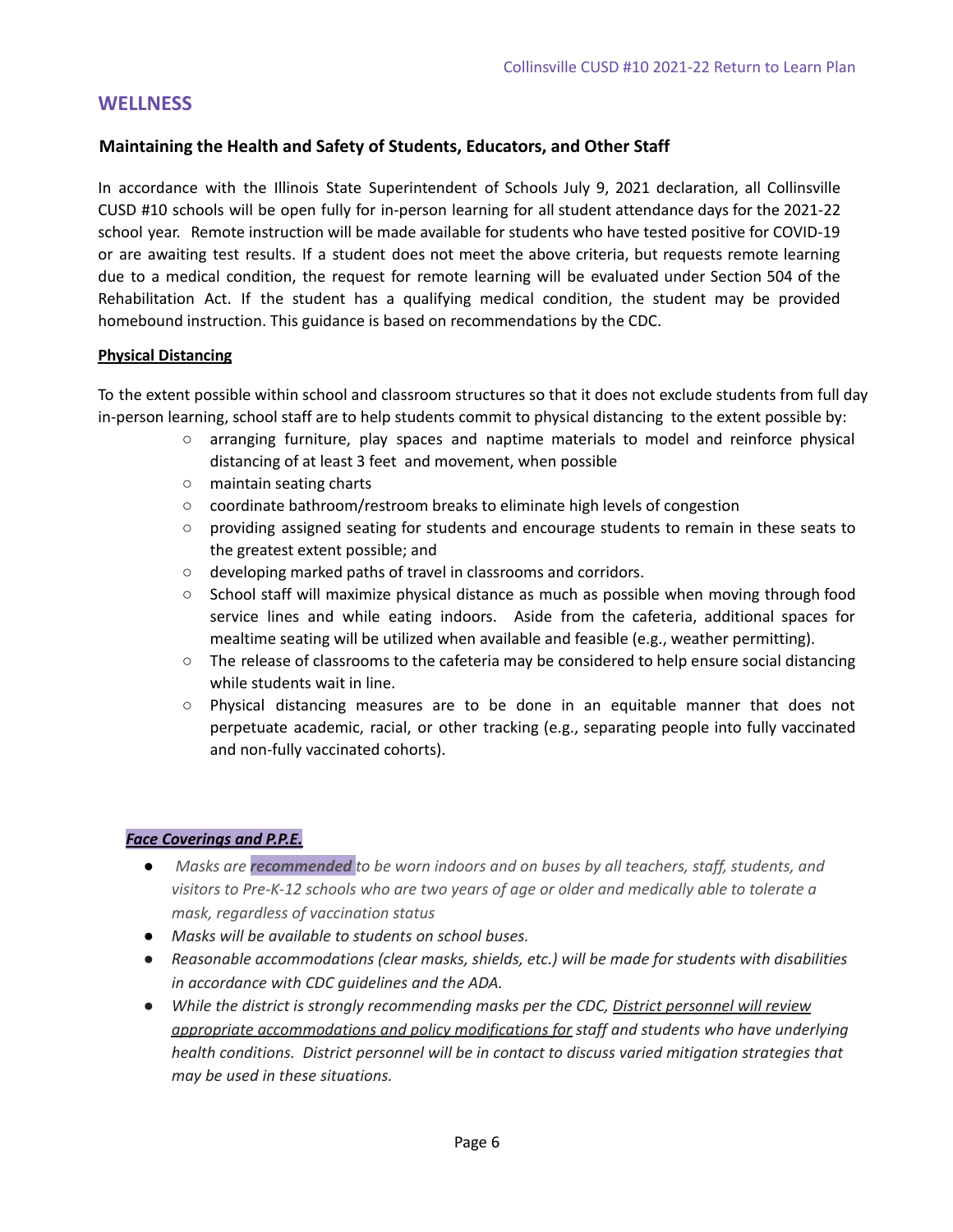## WELLNESS

### Maintaining the Health and Safety of Students, Educators, and Other Staff

In accordance with the Illinois State Superintendent of Schools July 9, 2021 declaration, all Collinsville CUSD #10 schools will be open fully for in-person learning for all student attendance days for the 2021-22 school year. Remote instruction will be made available for students who have tested positive for COVID-19 or are awaiting test results. If a student does not meet the above criteria, but requests remote learning due to a medical condition, the request for remote learning will be evaluated under Section 504 of the Rehabilitation Act. If the student has a qualifying medical condition, the student may be provided homebound instruction. This guidance is based on recommendations by the CDC.

**Physical Distancing**

To the extent possible within school and classroom structures so that it does not exclude students from full day in-person learning, school staff are to help students commit to physical distancing to the extent possible by:

- arranging furniture, play spaces and naptime materials to model and reinforce physical distancing of at least 3 feet and movement, when possible
- maintain seating charts
- coordinate bathroom/restroom breaks to eliminate high levels of congestion
- providing assigned seating for students and encourage students to remain in these seats to the greatest extent possible; and
- developing marked paths of travel in classrooms and corridors.
- School staff will maximize physical distance as much as possible when moving through food service lines and while eating indoors. Aside from the cafeteria, additional spaces for mealtime seating will be utilized when available and feasible (e.g., weather permitting).
- The release of classrooms to the cafeteria may be considered to help ensure social distancing while students wait in line.
- Physical distancing measures are to be done in an equitable manner that does not perpetuate academic, racial, or other tracking (e.g., separating people into fully vaccinated and non-fully vaccinated cohorts).

***Face Coverings and P.P.E.***

- *Masks are **recommended** to be worn indoors and on buses by all teachers, staff, students, and visitors to Pre-K-12 schools who are two years of age or older and medically able to tolerate a mask, regardless of vaccination status*
- *Masks will be available to students on school buses.*
- *Reasonable accommodations (clear masks, shields, etc.) will be made for students with disabilities in accordance with CDC guidelines and the ADA.*
- *While the district is strongly recommending masks per the CDC, District personnel will review appropriate accommodations and policy modifications for staff and students who have underlying health conditions. District personnel will be in contact to discuss varied mitigation strategies that may be used in these situations.*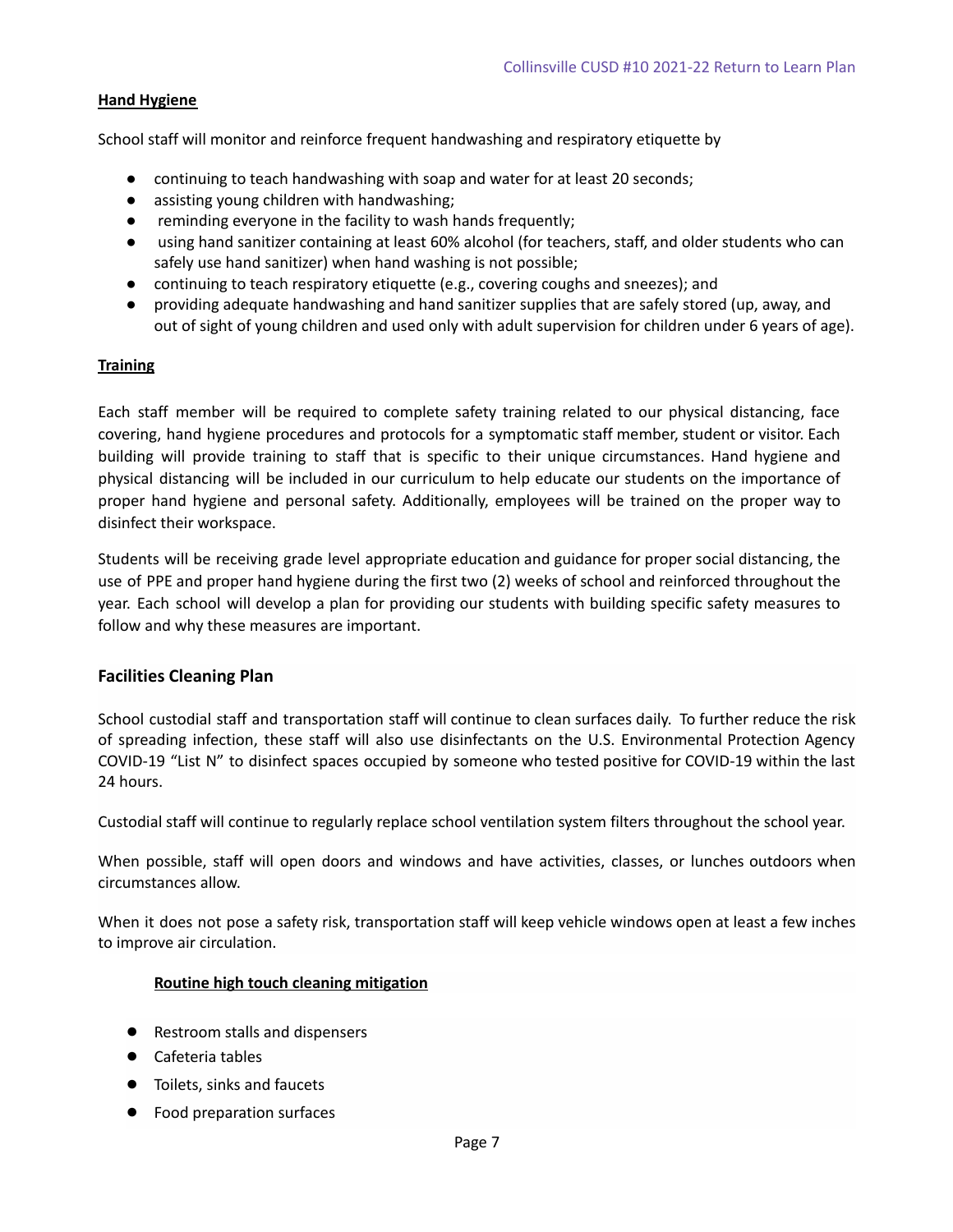**Hand Hygiene**

School staff will monitor and reinforce frequent handwashing and respiratory etiquette by

- continuing to teach handwashing with soap and water for at least 20 seconds;
- assisting young children with handwashing;
- reminding everyone in the facility to wash hands frequently;
- using hand sanitizer containing at least 60% alcohol (for teachers, staff, and older students who can safely use hand sanitizer) when hand washing is not possible;
- continuing to teach respiratory etiquette (e.g., covering coughs and sneezes); and
- providing adequate handwashing and hand sanitizer supplies that are safely stored (up, away, and out of sight of young children and used only with adult supervision for children under 6 years of age).

**Training**

Each staff member will be required to complete safety training related to our physical distancing, face covering, hand hygiene procedures and protocols for a symptomatic staff member, student or visitor. Each building will provide training to staff that is specific to their unique circumstances. Hand hygiene and physical distancing will be included in our curriculum to help educate our students on the importance of proper hand hygiene and personal safety. Additionally, employees will be trained on the proper way to disinfect their workspace.

Students will be receiving grade level appropriate education and guidance for proper social distancing, the use of PPE and proper hand hygiene during the first two (2) weeks of school and reinforced throughout the year. Each school will develop a plan for providing our students with building specific safety measures to follow and why these measures are important.

## Facilities Cleaning Plan

School custodial staff and transportation staff will continue to clean surfaces daily. To further reduce the risk of spreading infection, these staff will also use disinfectants on the U.S. Environmental Protection Agency COVID-19 "List N" to disinfect spaces occupied by someone who tested positive for COVID-19 within the last 24 hours.

Custodial staff will continue to regularly replace school ventilation system filters throughout the school year.

When possible, staff will open doors and windows and have activities, classes, or lunches outdoors when circumstances allow.

When it does not pose a safety risk, transportation staff will keep vehicle windows open at least a few inches to improve air circulation.

**Routine high touch cleaning mitigation**

- Restroom stalls and dispensers
- Cafeteria tables
- Toilets, sinks and faucets
- Food preparation surfaces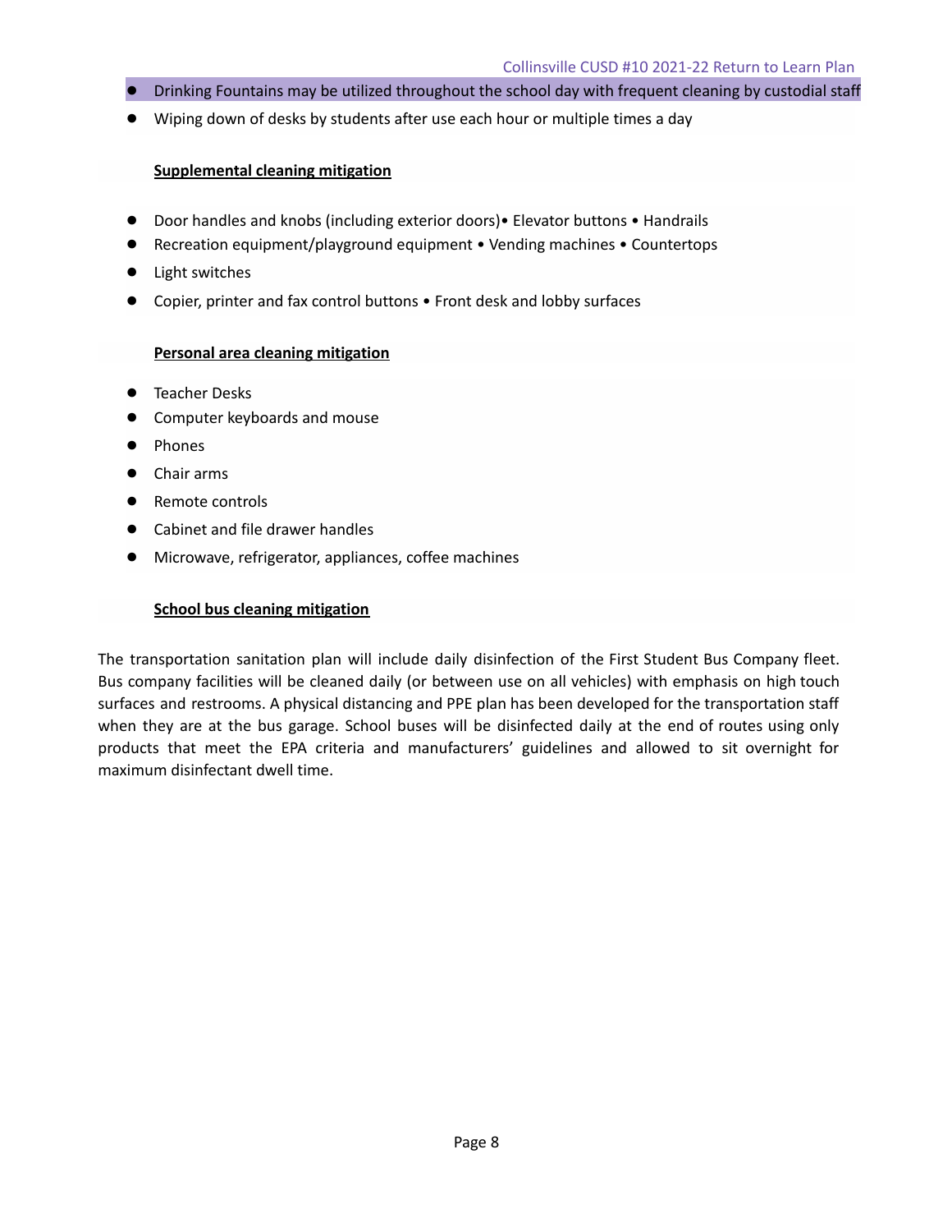- Drinking Fountains may be utilized throughout the school day with frequent cleaning by custodial staff
- Wiping down of desks by students after use each hour or multiple times a day

**Supplemental cleaning mitigation**

- Door handles and knobs (including exterior doors)• Elevator buttons • Handrails
- Recreation equipment/playground equipment • Vending machines • Countertops
- Light switches
- Copier, printer and fax control buttons • Front desk and lobby surfaces

**Personal area cleaning mitigation**

- Teacher Desks
- Computer keyboards and mouse
- Phones
- Chair arms
- Remote controls
- Cabinet and file drawer handles
- Microwave, refrigerator, appliances, coffee machines

**School bus cleaning mitigation**

The transportation sanitation plan will include daily disinfection of the First Student Bus Company fleet. Bus company facilities will be cleaned daily (or between use on all vehicles) with emphasis on high touch surfaces and restrooms. A physical distancing and PPE plan has been developed for the transportation staff when they are at the bus garage. School buses will be disinfected daily at the end of routes using only products that meet the EPA criteria and manufacturers' guidelines and allowed to sit overnight for maximum disinfectant dwell time.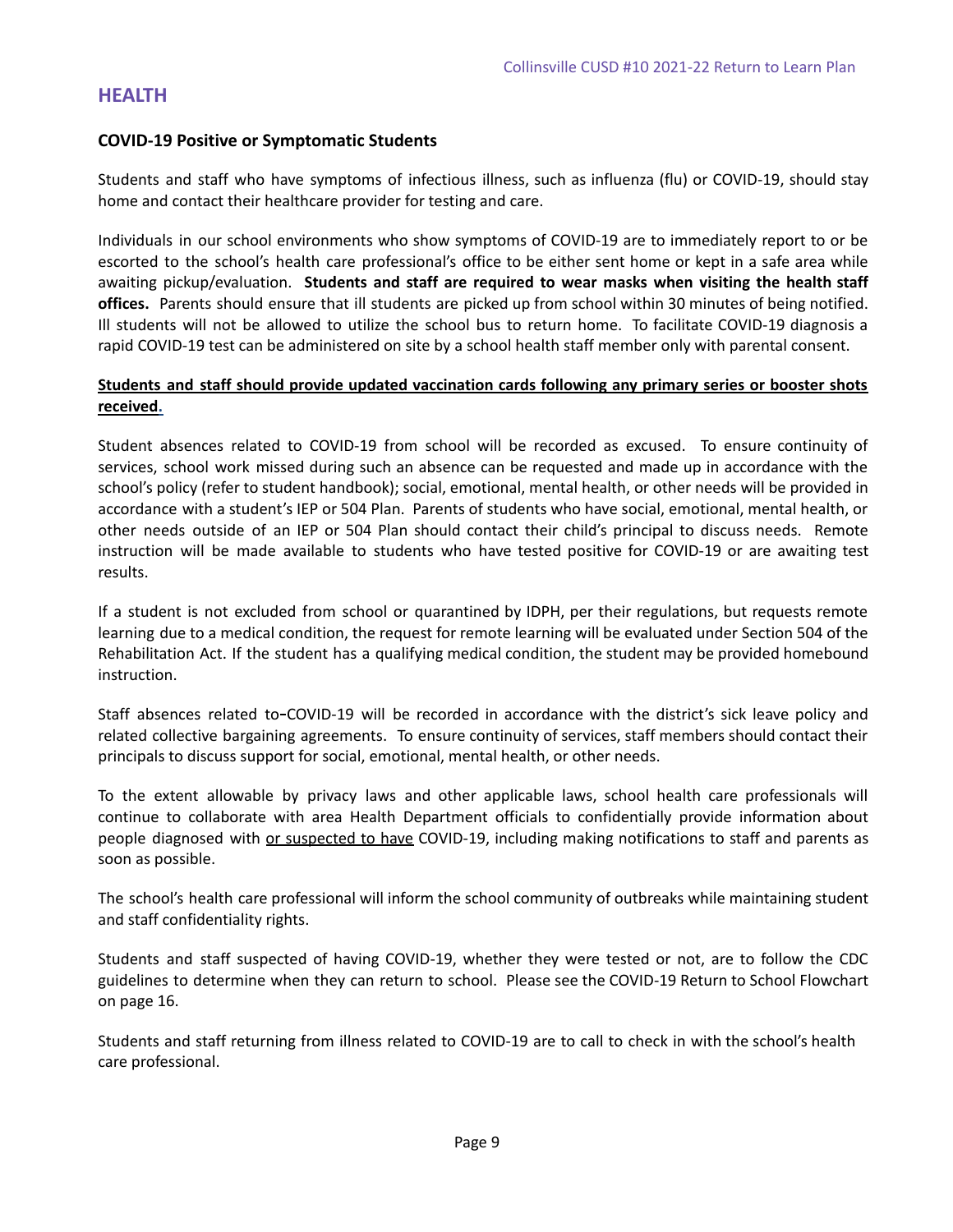## HEALTH

### COVID-19 Positive or Symptomatic Students

Students and staff who have symptoms of infectious illness, such as influenza (flu) or COVID-19, should stay home and contact their healthcare provider for testing and care.

Individuals in our school environments who show symptoms of COVID-19 are to immediately report to or be escorted to the school's health care professional's office to be either sent home or kept in a safe area while awaiting pickup/evaluation. **Students and staff are required to wear masks when visiting the health staff offices.** Parents should ensure that ill students are picked up from school within 30 minutes of being notified. Ill students will not be allowed to utilize the school bus to return home. To facilitate COVID-19 diagnosis a rapid COVID-19 test can be administered on site by a school health staff member only with parental consent.

<u>**Students and staff should provide updated vaccination cards following any primary series or booster shots received.**</u>

Student absences related to COVID-19 from school will be recorded as excused. To ensure continuity of services, school work missed during such an absence can be requested and made up in accordance with the school's policy (refer to student handbook); social, emotional, mental health, or other needs will be provided in accordance with a student's IEP or 504 Plan. Parents of students who have social, emotional, mental health, or other needs outside of an IEP or 504 Plan should contact their child's principal to discuss needs. Remote instruction will be made available to students who have tested positive for COVID-19 or are awaiting test results.

If a student is not excluded from school or quarantined by IDPH, per their regulations, but requests remote learning due to a medical condition, the request for remote learning will be evaluated under Section 504 of the Rehabilitation Act. If the student has a qualifying medical condition, the student may be provided homebound instruction.

Staff absences related to-COVID-19 will be recorded in accordance with the district's sick leave policy and related collective bargaining agreements. To ensure continuity of services, staff members should contact their principals to discuss support for social, emotional, mental health, or other needs.

To the extent allowable by privacy laws and other applicable laws, school health care professionals will continue to collaborate with area Health Department officials to confidentially provide information about people diagnosed with <u>or suspected to have</u> COVID-19, including making notifications to staff and parents as soon as possible.

The school's health care professional will inform the school community of outbreaks while maintaining student and staff confidentiality rights.

Students and staff suspected of having COVID-19, whether they were tested or not, are to follow the CDC guidelines to determine when they can return to school. Please see the COVID-19 Return to School Flowchart on page 16.

Students and staff returning from illness related to COVID-19 are to call to check in with the school's health care professional.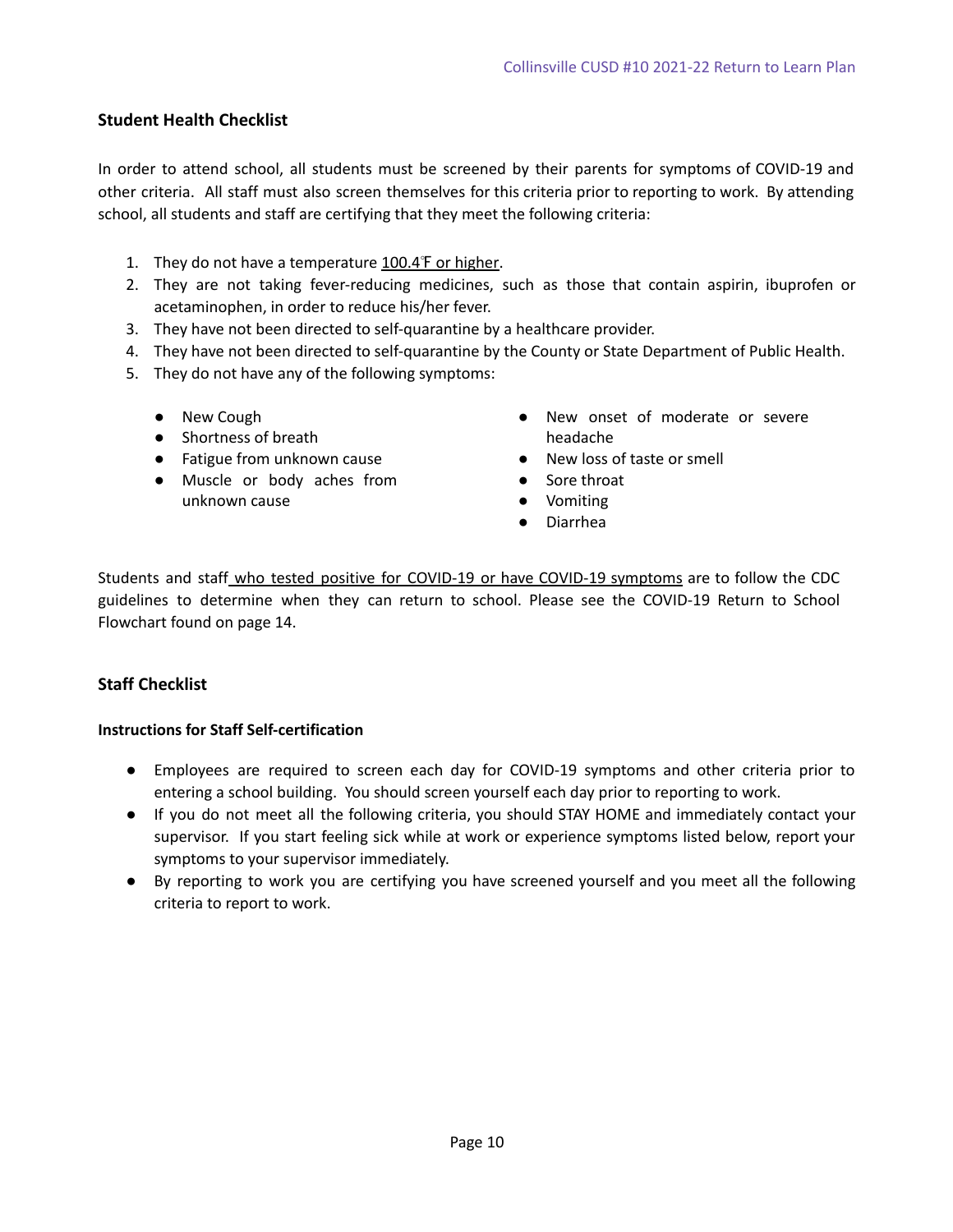## Student Health Checklist

In order to attend school, all students must be screened by their parents for symptoms of COVID-19 and other criteria. All staff must also screen themselves for this criteria prior to reporting to work. By attending school, all students and staff are certifying that they meet the following criteria:

1. They do not have a temperature 100.4℉ or higher.
2. They are not taking fever-reducing medicines, such as those that contain aspirin, ibuprofen or acetaminophen, in order to reduce his/her fever.
3. They have not been directed to self-quarantine by a healthcare provider.
4. They have not been directed to self-quarantine by the County or State Department of Public Health.
5. They do not have any of the following symptoms:

   - New Cough
   - Shortness of breath
   - Fatigue from unknown cause
   - Muscle or body aches from unknown cause
   - New onset of moderate or severe headache
   - New loss of taste or smell
   - Sore throat
   - Vomiting
   - Diarrhea

Students and staff who tested positive for COVID-19 or have COVID-19 symptoms are to follow the CDC guidelines to determine when they can return to school. Please see the COVID-19 Return to School Flowchart found on page 14.

## Staff Checklist

### Instructions for Staff Self-certification

- Employees are required to screen each day for COVID-19 symptoms and other criteria prior to entering a school building. You should screen yourself each day prior to reporting to work.
- If you do not meet all the following criteria, you should STAY HOME and immediately contact your supervisor. If you start feeling sick while at work or experience symptoms listed below, report your symptoms to your supervisor immediately.
- By reporting to work you are certifying you have screened yourself and you meet all the following criteria to report to work.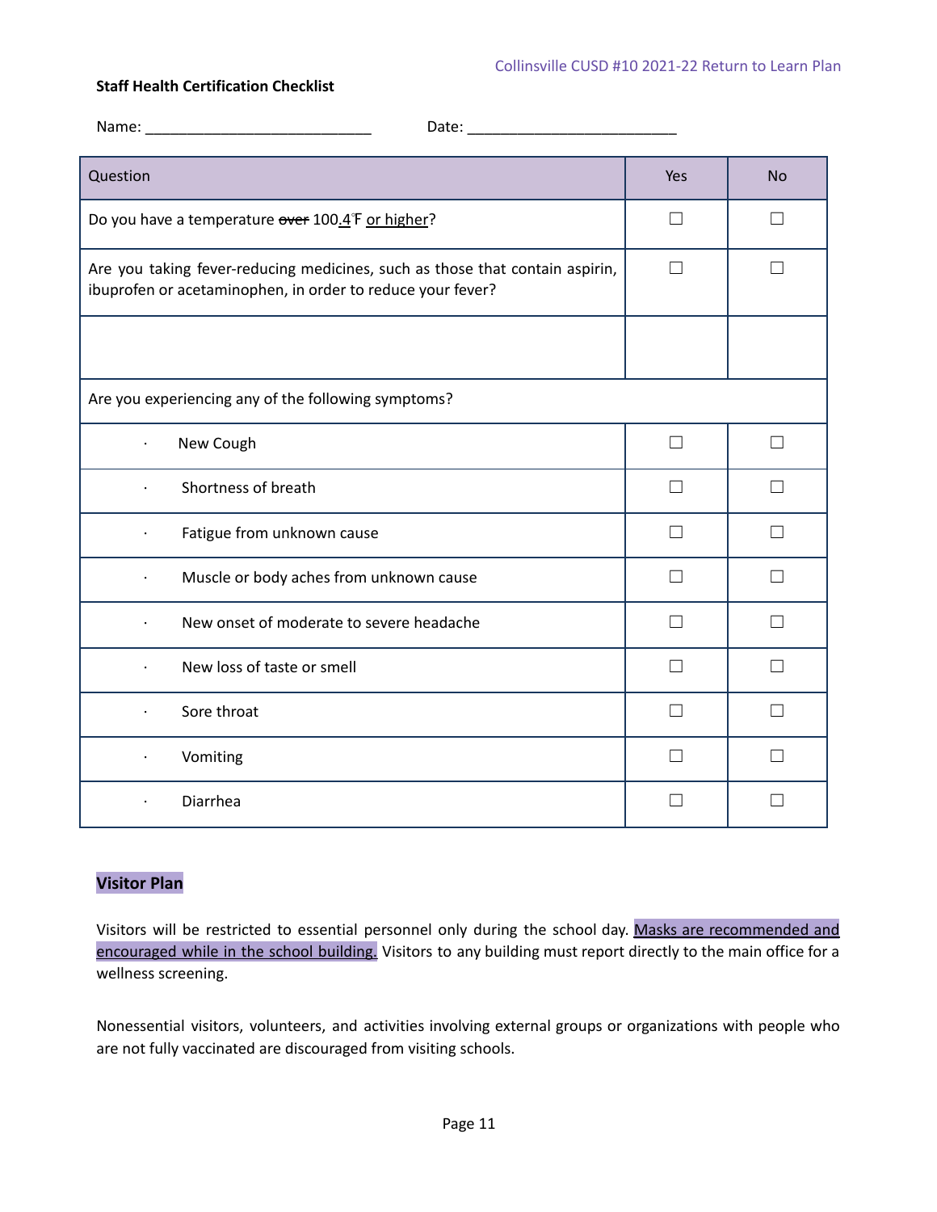**Staff Health Certification Checklist**

Name: ___________________________ Date: _________________________

| Question | Yes | No |
|---|---|---|
| Do you have a temperature ~~over~~ 100.4℉ or higher? | ☐ | ☐ |
| Are you taking fever-reducing medicines, such as those that contain aspirin, ibuprofen or acetaminophen, in order to reduce your fever? | ☐ | ☐ |
| | | |
| Are you experiencing any of the following symptoms? | | |
| · New Cough | ☐ | ☐ |
| · Shortness of breath | ☐ | ☐ |
| · Fatigue from unknown cause | ☐ | ☐ |
| · Muscle or body aches from unknown cause | ☐ | ☐ |
| · New onset of moderate to severe headache | ☐ | ☐ |
| · New loss of taste or smell | ☐ | ☐ |
| · Sore throat | ☐ | ☐ |
| · Vomiting | ☐ | ☐ |
| · Diarrhea | ☐ | ☐ |

**Visitor Plan**

Visitors will be restricted to essential personnel only during the school day. Masks are recommended and encouraged while in the school building. Visitors to any building must report directly to the main office for a wellness screening.

Nonessential visitors, volunteers, and activities involving external groups or organizations with people who are not fully vaccinated are discouraged from visiting schools.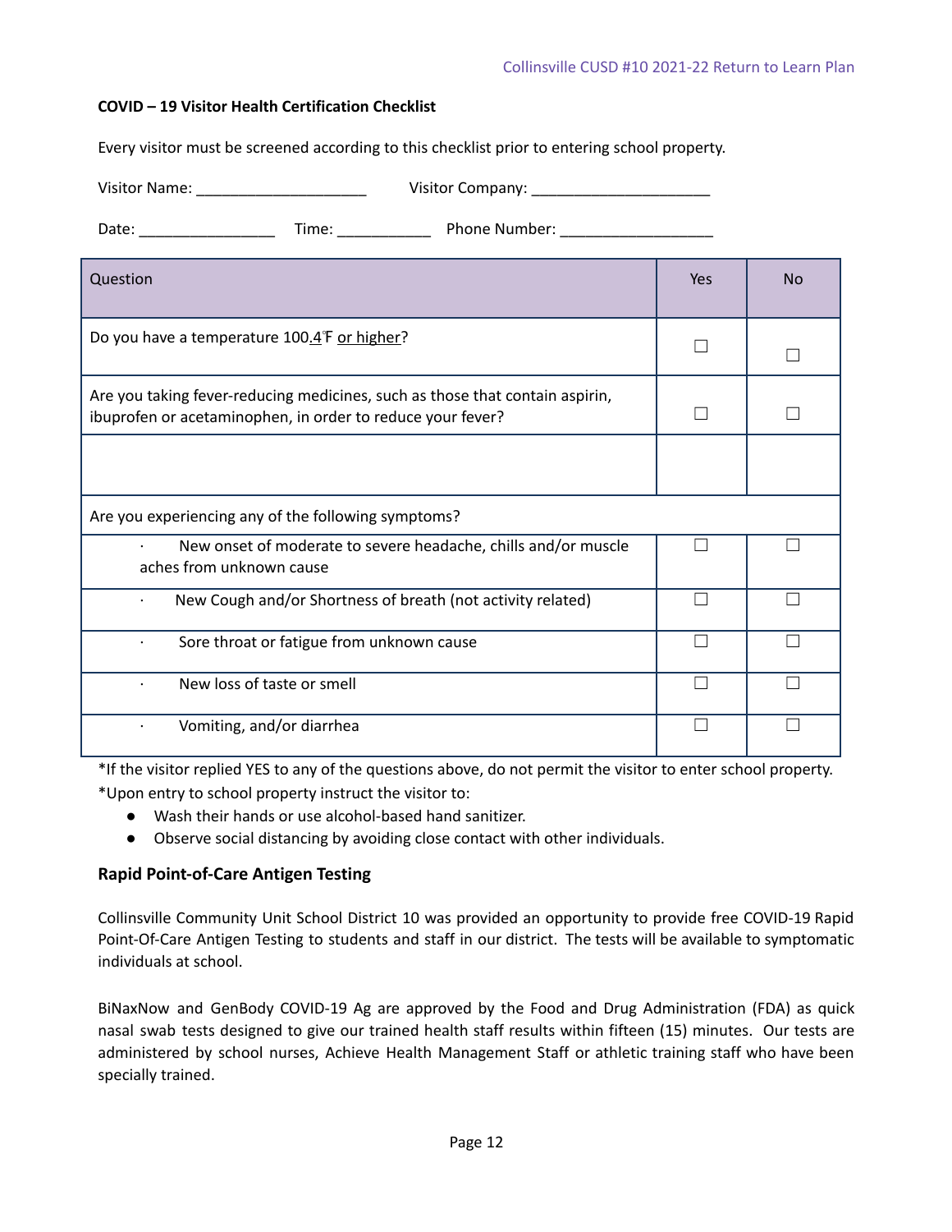**COVID – 19 Visitor Health Certification Checklist**

Every visitor must be screened according to this checklist prior to entering school property.

Visitor Name: ____________________ Visitor Company: _____________________

Date: ________________ Time: ___________ Phone Number: __________________

| Question | Yes | No |
|---|---|---|
| Do you have a temperature 100.4℉ or higher? | ☐ | ☐ |
| Are you taking fever-reducing medicines, such as those that contain aspirin, ibuprofen or acetaminophen, in order to reduce your fever? | ☐ | ☐ |
| | | |
| Are you experiencing any of the following symptoms? | | |
| · New onset of moderate to severe headache, chills and/or muscle aches from unknown cause | ☐ | ☐ |
| · New Cough and/or Shortness of breath (not activity related) | ☐ | ☐ |
| · Sore throat or fatigue from unknown cause | ☐ | ☐ |
| · New loss of taste or smell | ☐ | ☐ |
| · Vomiting, and/or diarrhea | ☐ | ☐ |

*If the visitor replied YES to any of the questions above, do not permit the visitor to enter school property.
*Upon entry to school property instruct the visitor to:

- Wash their hands or use alcohol-based hand sanitizer.
- Observe social distancing by avoiding close contact with other individuals.

### Rapid Point-of-Care Antigen Testing

Collinsville Community Unit School District 10 was provided an opportunity to provide free COVID-19 Rapid Point-Of-Care Antigen Testing to students and staff in our district. The tests will be available to symptomatic individuals at school.

BiNaxNow and GenBody COVID-19 Ag are approved by the Food and Drug Administration (FDA) as quick nasal swab tests designed to give our trained health staff results within fifteen (15) minutes. Our tests are administered by school nurses, Achieve Health Management Staff or athletic training staff who have been specially trained.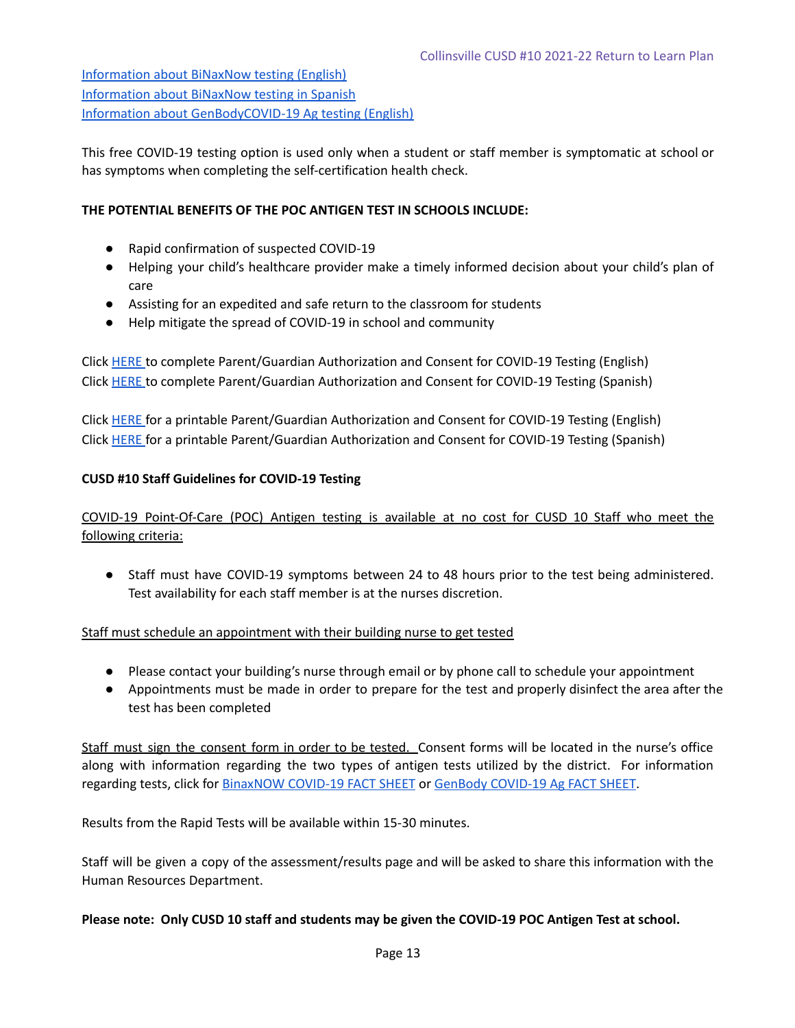Information about BiNaxNow testing (English)
Information about BiNaxNow testing in Spanish
Information about GenBodyCOVID-19 Ag testing (English)

This free COVID-19 testing option is used only when a student or staff member is symptomatic at school or has symptoms when completing the self-certification health check.

**THE POTENTIAL BENEFITS OF THE POC ANTIGEN TEST IN SCHOOLS INCLUDE:**

- Rapid confirmation of suspected COVID-19
- Helping your child's healthcare provider make a timely informed decision about your child's plan of care
- Assisting for an expedited and safe return to the classroom for students
- Help mitigate the spread of COVID-19 in school and community

Click HERE to complete Parent/Guardian Authorization and Consent for COVID-19 Testing (English)
Click HERE to complete Parent/Guardian Authorization and Consent for COVID-19 Testing (Spanish)

Click HERE for a printable Parent/Guardian Authorization and Consent for COVID-19 Testing (English)
Click HERE for a printable Parent/Guardian Authorization and Consent for COVID-19 Testing (Spanish)

**CUSD #10 Staff Guidelines for COVID-19 Testing**

COVID-19 Point-Of-Care (POC) Antigen testing is available at no cost for CUSD 10 Staff who meet the following criteria:

- Staff must have COVID-19 symptoms between 24 to 48 hours prior to the test being administered. Test availability for each staff member is at the nurses discretion.

Staff must schedule an appointment with their building nurse to get tested

- Please contact your building's nurse through email or by phone call to schedule your appointment
- Appointments must be made in order to prepare for the test and properly disinfect the area after the test has been completed

Staff must sign the consent form in order to be tested. Consent forms will be located in the nurse's office along with information regarding the two types of antigen tests utilized by the district. For information regarding tests, click for BinaxNOW COVID-19 FACT SHEET or GenBody COVID-19 Ag FACT SHEET.

Results from the Rapid Tests will be available within 15-30 minutes.

Staff will be given a copy of the assessment/results page and will be asked to share this information with the Human Resources Department.

**Please note: Only CUSD 10 staff and students may be given the COVID-19 POC Antigen Test at school.**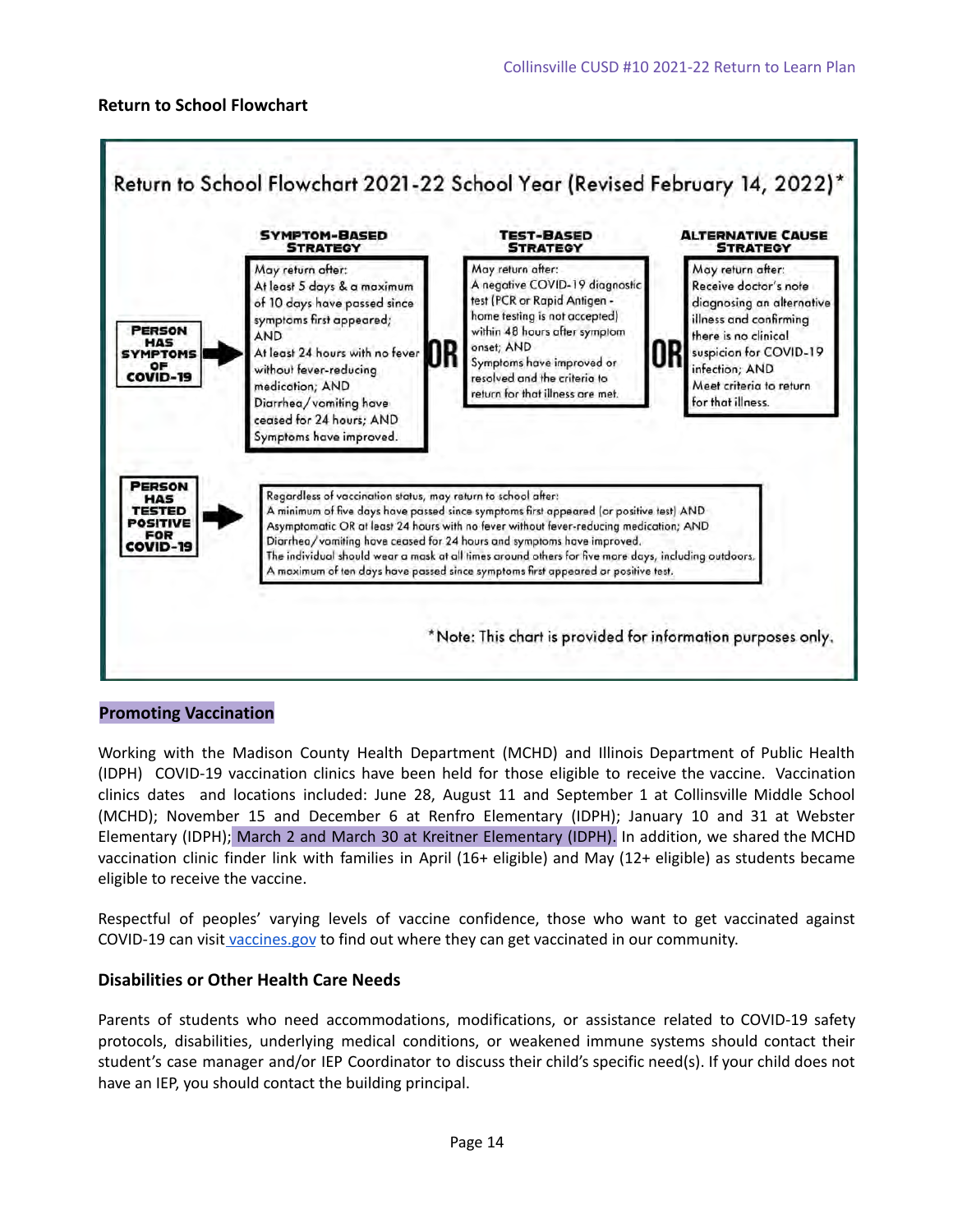## Return to School Flowchart

### Return to School Flowchart 2021-22 School Year (Revised February 14, 2022)*

**PERSON HAS SYMPTOMS OF COVID-19** →

**SYMPTOM-BASED STRATEGY**

May return after:
At least 5 days & a maximum of 10 days have passed since symptoms first appeared; AND
At least 24 hours with no fever without fever-reducing medication; AND
Diarrhea/vomiting have ceased for 24 hours; AND
Symptoms have improved.

**OR**

**TEST-BASED STRATEGY**

May return after:
A negative COVID-19 diagnostic test (PCR or Rapid Antigen - home testing is not accepted) within 48 hours after symptom onset; AND
Symptoms have improved or resolved and the criteria to return for that illness are met.

**OR**

**ALTERNATIVE CAUSE STRATEGY**

May return after:
Receive doctor's note diagnosing an alternative illness and confirming there is no clinical suspicion for COVID-19 infection; AND
Meet criteria to return for that illness.

**PERSON HAS TESTED POSITIVE FOR COVID-19** →

Regardless of vaccination status, may return to school after:
A minimum of five days have passed since symptoms first appeared (or positive test) AND
Asymptomatic OR at least 24 hours with no fever without fever-reducing medication; AND
Diarrhea/vomiting have ceased for 24 hours and symptoms have improved.
The individual should wear a mask at all times around others for five more days, including outdoors.
A maximum of ten days have passed since symptoms first appeared or positive test.

*Note: This chart is provided for information purposes only.

## Promoting Vaccination

Working with the Madison County Health Department (MCHD) and Illinois Department of Public Health (IDPH) COVID-19 vaccination clinics have been held for those eligible to receive the vaccine. Vaccination clinics dates and locations included: June 28, August 11 and September 1 at Collinsville Middle School (MCHD); November 15 and December 6 at Renfro Elementary (IDPH); January 10 and 31 at Webster Elementary (IDPH); March 2 and March 30 at Kreitner Elementary (IDPH). In addition, we shared the MCHD vaccination clinic finder link with families in April (16+ eligible) and May (12+ eligible) as students became eligible to receive the vaccine.

Respectful of peoples' varying levels of vaccine confidence, those who want to get vaccinated against COVID-19 can visit vaccines.gov to find out where they can get vaccinated in our community.

## Disabilities or Other Health Care Needs

Parents of students who need accommodations, modifications, or assistance related to COVID-19 safety protocols, disabilities, underlying medical conditions, or weakened immune systems should contact their student's case manager and/or IEP Coordinator to discuss their child's specific need(s). If your child does not have an IEP, you should contact the building principal.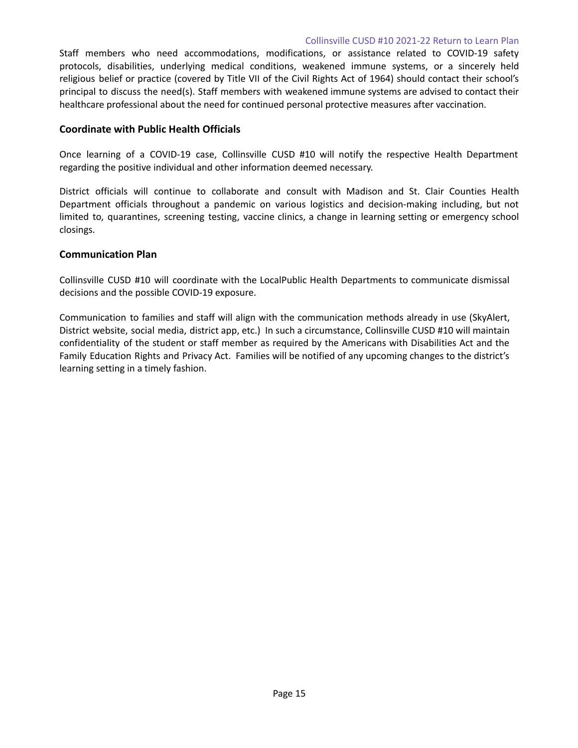Staff members who need accommodations, modifications, or assistance related to COVID-19 safety protocols, disabilities, underlying medical conditions, weakened immune systems, or a sincerely held religious belief or practice (covered by Title VII of the Civil Rights Act of 1964) should contact their school's principal to discuss the need(s). Staff members with weakened immune systems are advised to contact their healthcare professional about the need for continued personal protective measures after vaccination.

### Coordinate with Public Health Officials

Once learning of a COVID-19 case, Collinsville CUSD #10 will notify the respective Health Department regarding the positive individual and other information deemed necessary.

District officials will continue to collaborate and consult with Madison and St. Clair Counties Health Department officials throughout a pandemic on various logistics and decision-making including, but not limited to, quarantines, screening testing, vaccine clinics, a change in learning setting or emergency school closings.

### Communication Plan

Collinsville CUSD #10 will coordinate with the LocalPublic Health Departments to communicate dismissal decisions and the possible COVID-19 exposure.

Communication to families and staff will align with the communication methods already in use (SkyAlert, District website, social media, district app, etc.) In such a circumstance, Collinsville CUSD #10 will maintain confidentiality of the student or staff member as required by the Americans with Disabilities Act and the Family Education Rights and Privacy Act. Families will be notified of any upcoming changes to the district's learning setting in a timely fashion.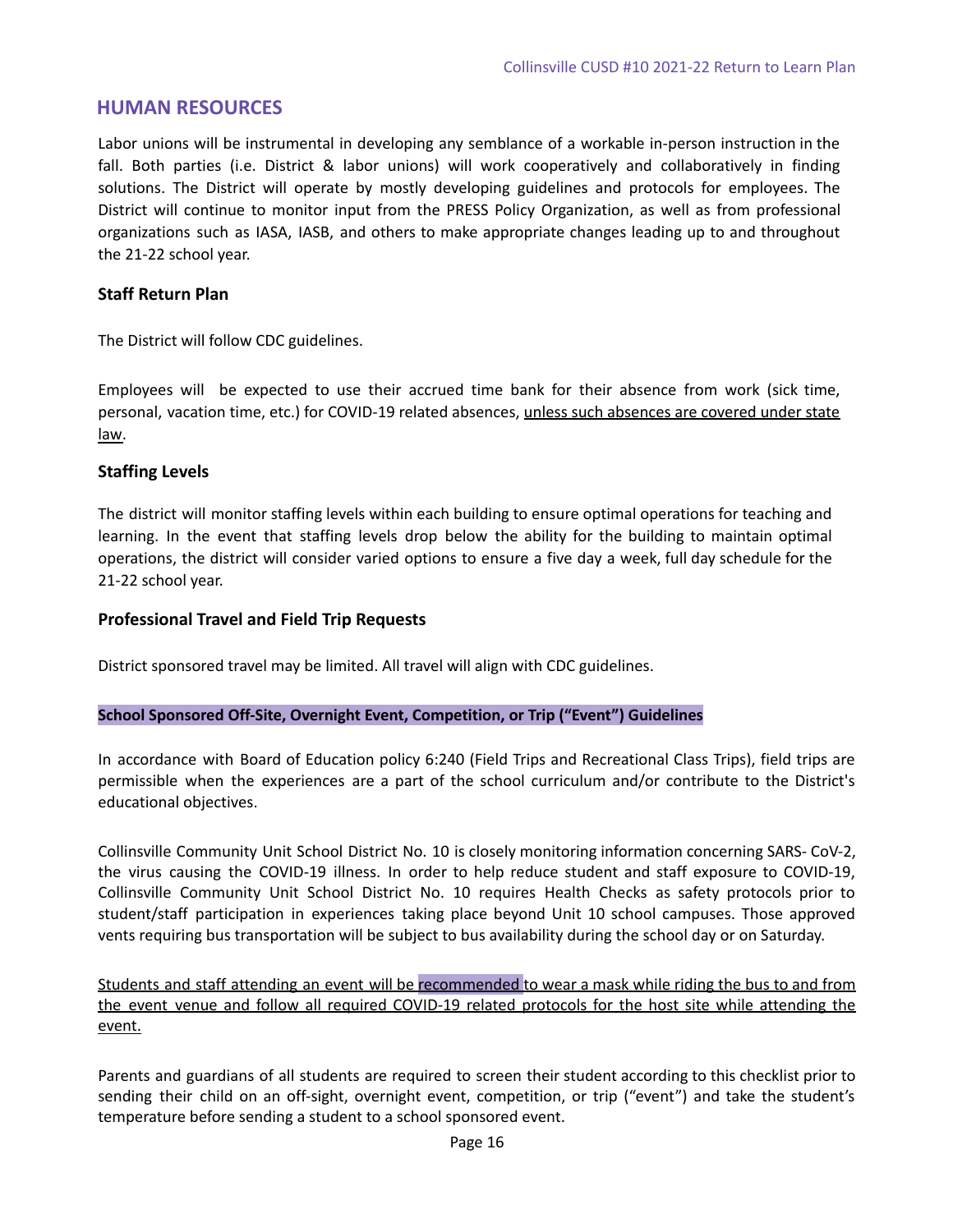## HUMAN RESOURCES

Labor unions will be instrumental in developing any semblance of a workable in-person instruction in the fall. Both parties (i.e. District & labor unions) will work cooperatively and collaboratively in finding solutions. The District will operate by mostly developing guidelines and protocols for employees. The District will continue to monitor input from the PRESS Policy Organization, as well as from professional organizations such as IASA, IASB, and others to make appropriate changes leading up to and throughout the 21-22 school year.

### Staff Return Plan

The District will follow CDC guidelines.

Employees will be expected to use their accrued time bank for their absence from work (sick time, personal, vacation time, etc.) for COVID-19 related absences, <u>unless such absences are covered under state law</u>.

### Staffing Levels

The district will monitor staffing levels within each building to ensure optimal operations for teaching and learning. In the event that staffing levels drop below the ability for the building to maintain optimal operations, the district will consider varied options to ensure a five day a week, full day schedule for the 21-22 school year.

### Professional Travel and Field Trip Requests

District sponsored travel may be limited. All travel will align with CDC guidelines.

**School Sponsored Off-Site, Overnight Event, Competition, or Trip ("Event") Guidelines**

In accordance with Board of Education policy 6:240 (Field Trips and Recreational Class Trips), field trips are permissible when the experiences are a part of the school curriculum and/or contribute to the District's educational objectives.

Collinsville Community Unit School District No. 10 is closely monitoring information concerning SARS- CoV-2, the virus causing the COVID-19 illness. In order to help reduce student and staff exposure to COVID-19, Collinsville Community Unit School District No. 10 requires Health Checks as safety protocols prior to student/staff participation in experiences taking place beyond Unit 10 school campuses. Those approved vents requiring bus transportation will be subject to bus availability during the school day or on Saturday.

<u>Students and staff attending an event will be recommended to wear a mask while riding the bus to and from the event venue and follow all required COVID-19 related protocols for the host site while attending the event.</u>

Parents and guardians of all students are required to screen their student according to this checklist prior to sending their child on an off-sight, overnight event, competition, or trip ("event") and take the student's temperature before sending a student to a school sponsored event.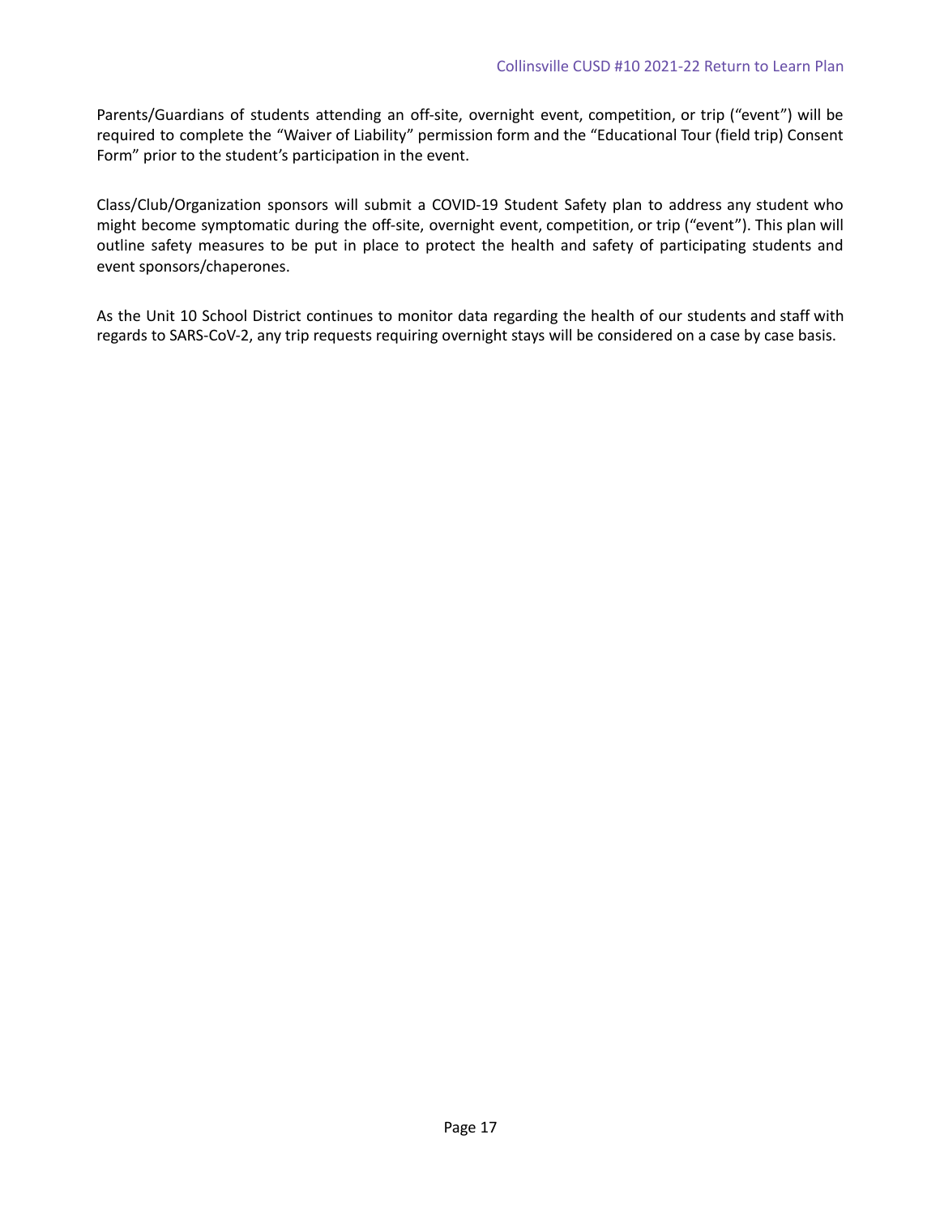Parents/Guardians of students attending an off-site, overnight event, competition, or trip ("event") will be required to complete the "Waiver of Liability" permission form and the "Educational Tour (field trip) Consent Form" prior to the student's participation in the event.

Class/Club/Organization sponsors will submit a COVID-19 Student Safety plan to address any student who might become symptomatic during the off-site, overnight event, competition, or trip ("event"). This plan will outline safety measures to be put in place to protect the health and safety of participating students and event sponsors/chaperones.

As the Unit 10 School District continues to monitor data regarding the health of our students and staff with regards to SARS-CoV-2, any trip requests requiring overnight stays will be considered on a case by case basis.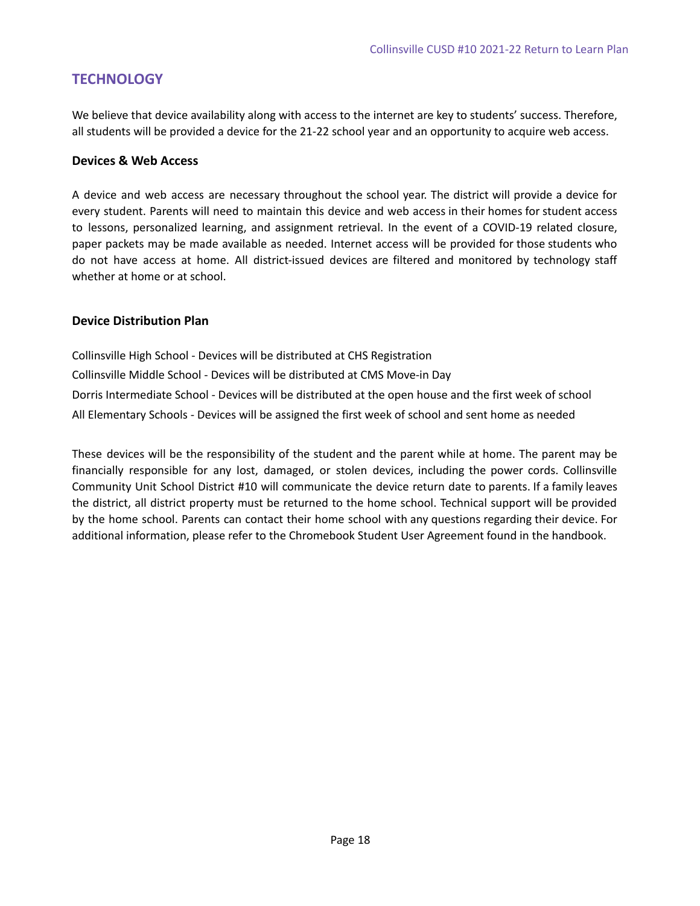## TECHNOLOGY

We believe that device availability along with access to the internet are key to students' success. Therefore, all students will be provided a device for the 21-22 school year and an opportunity to acquire web access.

### Devices & Web Access

A device and web access are necessary throughout the school year. The district will provide a device for every student. Parents will need to maintain this device and web access in their homes for student access to lessons, personalized learning, and assignment retrieval. In the event of a COVID-19 related closure, paper packets may be made available as needed. Internet access will be provided for those students who do not have access at home. All district-issued devices are filtered and monitored by technology staff whether at home or at school.

### Device Distribution Plan

Collinsville High School - Devices will be distributed at CHS Registration
Collinsville Middle School - Devices will be distributed at CMS Move-in Day
Dorris Intermediate School - Devices will be distributed at the open house and the first week of school
All Elementary Schools - Devices will be assigned the first week of school and sent home as needed

These devices will be the responsibility of the student and the parent while at home. The parent may be financially responsible for any lost, damaged, or stolen devices, including the power cords. Collinsville Community Unit School District #10 will communicate the device return date to parents. If a family leaves the district, all district property must be returned to the home school. Technical support will be provided by the home school. Parents can contact their home school with any questions regarding their device. For additional information, please refer to the Chromebook Student User Agreement found in the handbook.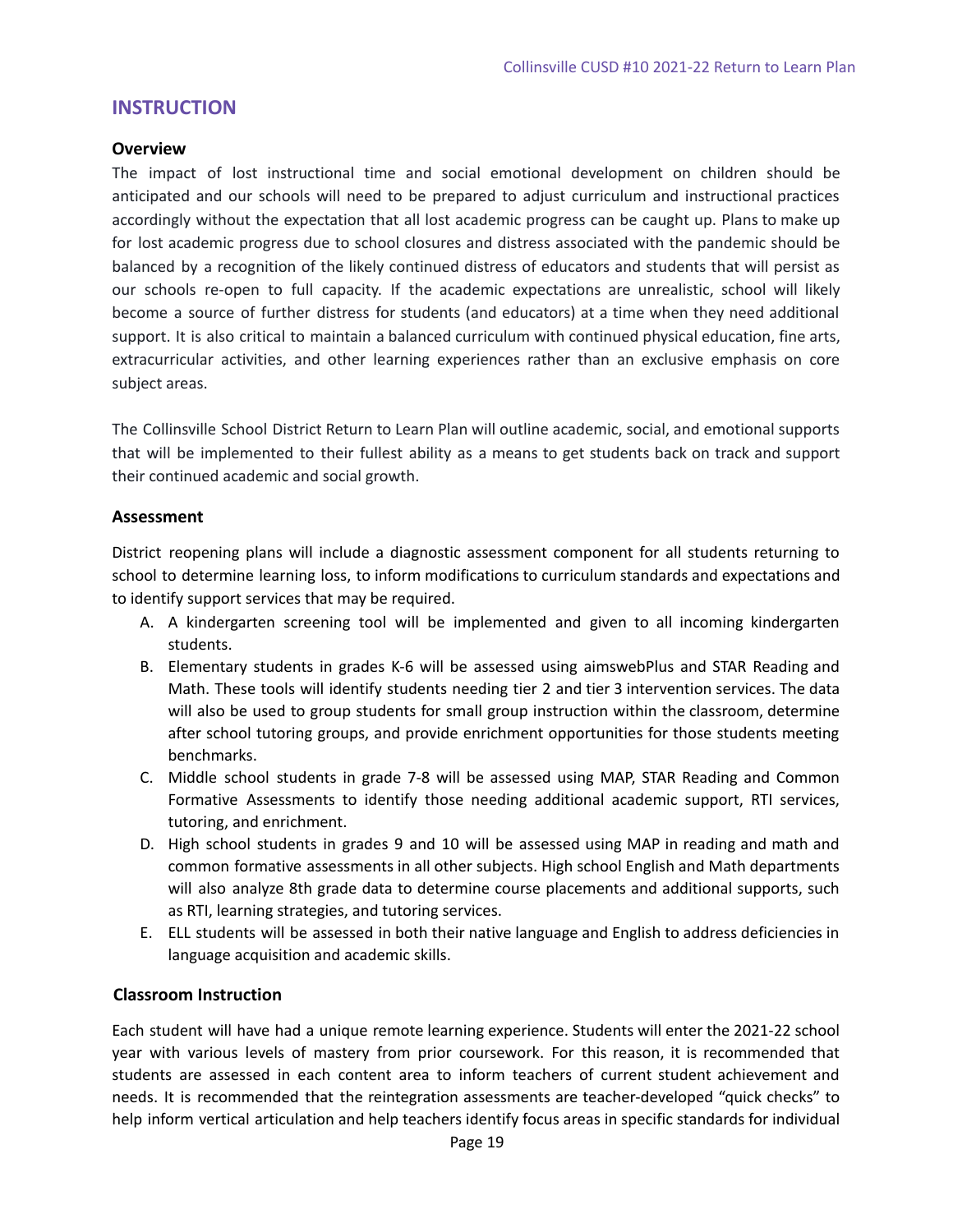## INSTRUCTION

### Overview

The impact of lost instructional time and social emotional development on children should be anticipated and our schools will need to be prepared to adjust curriculum and instructional practices accordingly without the expectation that all lost academic progress can be caught up. Plans to make up for lost academic progress due to school closures and distress associated with the pandemic should be balanced by a recognition of the likely continued distress of educators and students that will persist as our schools re-open to full capacity. If the academic expectations are unrealistic, school will likely become a source of further distress for students (and educators) at a time when they need additional support. It is also critical to maintain a balanced curriculum with continued physical education, fine arts, extracurricular activities, and other learning experiences rather than an exclusive emphasis on core subject areas.

The Collinsville School District Return to Learn Plan will outline academic, social, and emotional supports that will be implemented to their fullest ability as a means to get students back on track and support their continued academic and social growth.

### Assessment

District reopening plans will include a diagnostic assessment component for all students returning to school to determine learning loss, to inform modifications to curriculum standards and expectations and to identify support services that may be required.

A. A kindergarten screening tool will be implemented and given to all incoming kindergarten students.
B. Elementary students in grades K-6 will be assessed using aimswebPlus and STAR Reading and Math. These tools will identify students needing tier 2 and tier 3 intervention services. The data will also be used to group students for small group instruction within the classroom, determine after school tutoring groups, and provide enrichment opportunities for those students meeting benchmarks.
C. Middle school students in grade 7-8 will be assessed using MAP, STAR Reading and Common Formative Assessments to identify those needing additional academic support, RTI services, tutoring, and enrichment.
D. High school students in grades 9 and 10 will be assessed using MAP in reading and math and common formative assessments in all other subjects. High school English and Math departments will also analyze 8th grade data to determine course placements and additional supports, such as RTI, learning strategies, and tutoring services.
E. ELL students will be assessed in both their native language and English to address deficiencies in language acquisition and academic skills.

### Classroom Instruction

Each student will have had a unique remote learning experience. Students will enter the 2021-22 school year with various levels of mastery from prior coursework. For this reason, it is recommended that students are assessed in each content area to inform teachers of current student achievement and needs. It is recommended that the reintegration assessments are teacher-developed "quick checks" to help inform vertical articulation and help teachers identify focus areas in specific standards for individual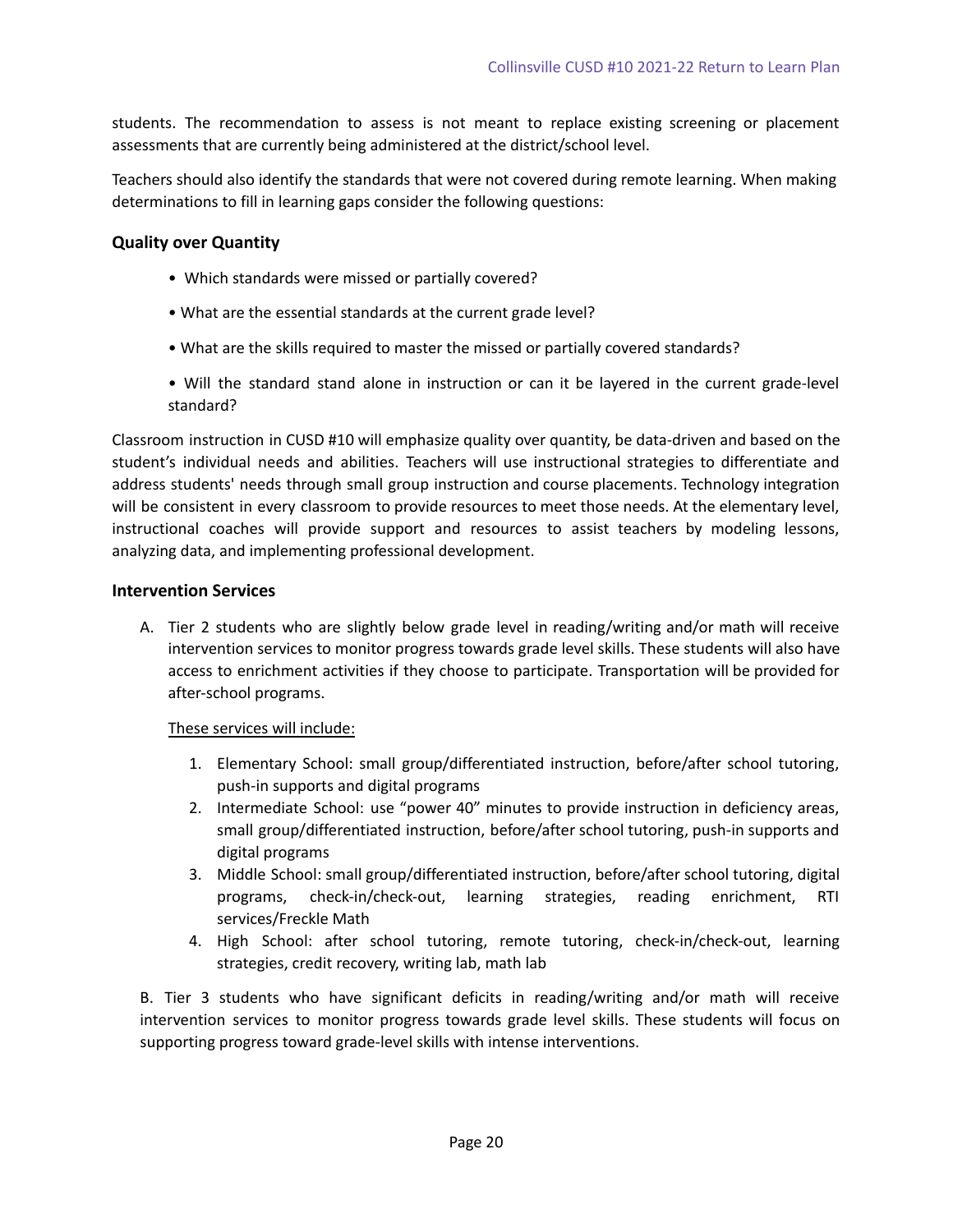students. The recommendation to assess is not meant to replace existing screening or placement assessments that are currently being administered at the district/school level.

Teachers should also identify the standards that were not covered during remote learning. When making determinations to fill in learning gaps consider the following questions:

### Quality over Quantity

- Which standards were missed or partially covered?
- What are the essential standards at the current grade level?
- What are the skills required to master the missed or partially covered standards?
- Will the standard stand alone in instruction or can it be layered in the current grade-level standard?

Classroom instruction in CUSD #10 will emphasize quality over quantity, be data-driven and based on the student's individual needs and abilities. Teachers will use instructional strategies to differentiate and address students' needs through small group instruction and course placements. Technology integration will be consistent in every classroom to provide resources to meet those needs. At the elementary level, instructional coaches will provide support and resources to assist teachers by modeling lessons, analyzing data, and implementing professional development.

### Intervention Services

A. Tier 2 students who are slightly below grade level in reading/writing and/or math will receive intervention services to monitor progress towards grade level skills. These students will also have access to enrichment activities if they choose to participate. Transportation will be provided for after-school programs.

   These services will include:

   1. Elementary School: small group/differentiated instruction, before/after school tutoring, push-in supports and digital programs
   2. Intermediate School: use "power 40" minutes to provide instruction in deficiency areas, small group/differentiated instruction, before/after school tutoring, push-in supports and digital programs
   3. Middle School: small group/differentiated instruction, before/after school tutoring, digital programs, check-in/check-out, learning strategies, reading enrichment, RTI services/Freckle Math
   4. High School: after school tutoring, remote tutoring, check-in/check-out, learning strategies, credit recovery, writing lab, math lab

B. Tier 3 students who have significant deficits in reading/writing and/or math will receive intervention services to monitor progress towards grade level skills. These students will focus on supporting progress toward grade-level skills with intense interventions.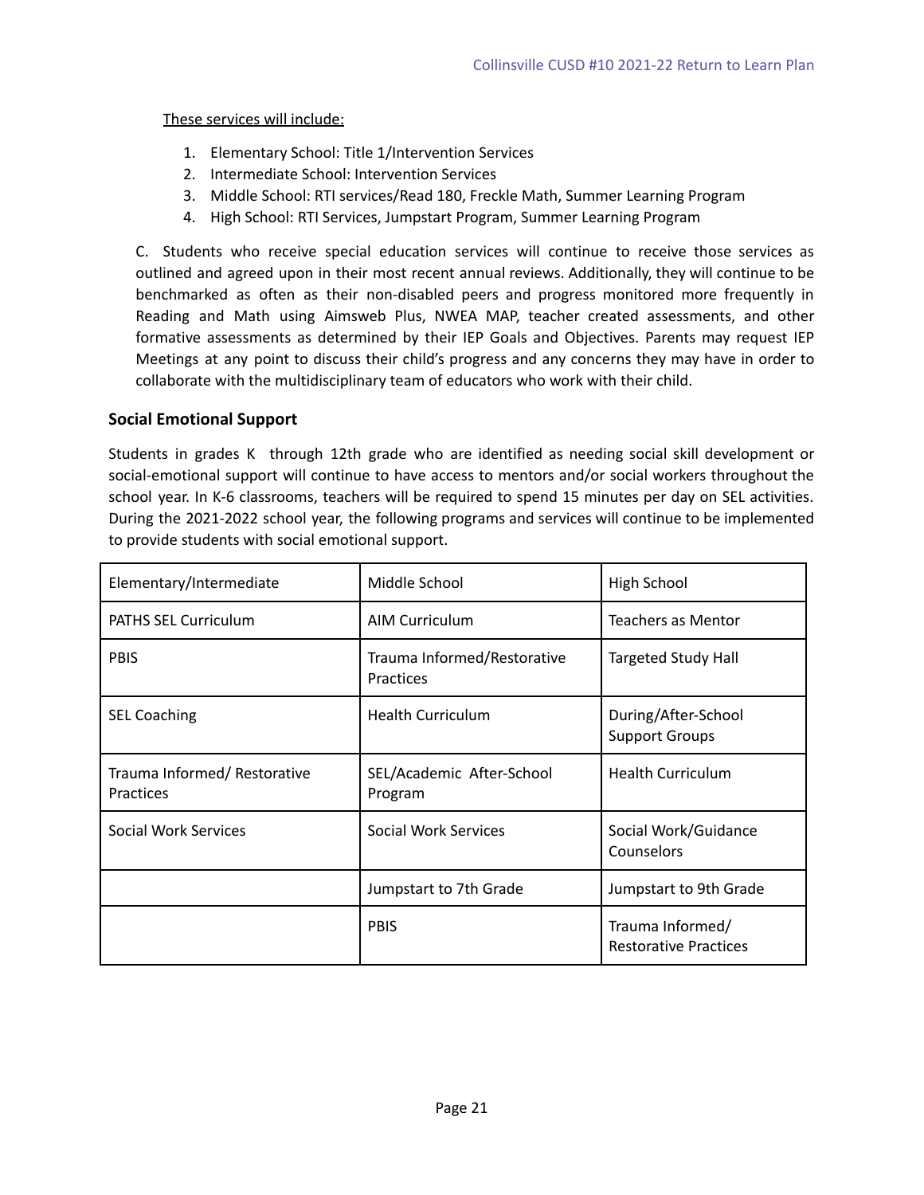These services will include:

1. Elementary School: Title 1/Intervention Services
2. Intermediate School: Intervention Services
3. Middle School: RTI services/Read 180, Freckle Math, Summer Learning Program
4. High School: RTI Services, Jumpstart Program, Summer Learning Program

C. Students who receive special education services will continue to receive those services as outlined and agreed upon in their most recent annual reviews. Additionally, they will continue to be benchmarked as often as their non-disabled peers and progress monitored more frequently in Reading and Math using Aimsweb Plus, NWEA MAP, teacher created assessments, and other formative assessments as determined by their IEP Goals and Objectives. Parents may request IEP Meetings at any point to discuss their child's progress and any concerns they may have in order to collaborate with the multidisciplinary team of educators who work with their child.

### Social Emotional Support

Students in grades K through 12th grade who are identified as needing social skill development or social-emotional support will continue to have access to mentors and/or social workers throughout the school year. In K-6 classrooms, teachers will be required to spend 15 minutes per day on SEL activities. During the 2021-2022 school year, the following programs and services will continue to be implemented to provide students with social emotional support.

| Elementary/Intermediate | Middle School | High School |
|---|---|---|
| PATHS SEL Curriculum | AIM Curriculum | Teachers as Mentor |
| PBIS | Trauma Informed/Restorative Practices | Targeted Study Hall |
| SEL Coaching | Health Curriculum | During/After-School Support Groups |
| Trauma Informed/ Restorative Practices | SEL/Academic After-School Program | Health Curriculum |
| Social Work Services | Social Work Services | Social Work/Guidance Counselors |
| | Jumpstart to 7th Grade | Jumpstart to 9th Grade |
| | PBIS | Trauma Informed/ Restorative Practices |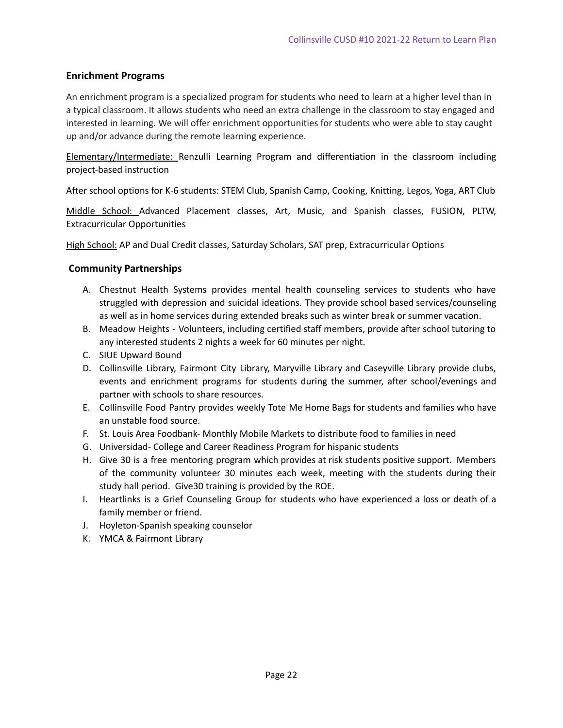## Enrichment Programs

An enrichment program is a specialized program for students who need to learn at a higher level than in a typical classroom. It allows students who need an extra challenge in the classroom to stay engaged and interested in learning. We will offer enrichment opportunities for students who were able to stay caught up and/or advance during the remote learning experience.

<u>Elementary/Intermediate:</u> Renzulli Learning Program and differentiation in the classroom including project-based instruction

After school options for K-6 students: STEM Club, Spanish Camp, Cooking, Knitting, Legos, Yoga, ART Club

<u>Middle School:</u> Advanced Placement classes, Art, Music, and Spanish classes, FUSION, PLTW, Extracurricular Opportunities

<u>High School:</u> AP and Dual Credit classes, Saturday Scholars, SAT prep, Extracurricular Options

## Community Partnerships

A. Chestnut Health Systems provides mental health counseling services to students who have struggled with depression and suicidal ideations. They provide school based services/counseling as well as in home services during extended breaks such as winter break or summer vacation.
B. Meadow Heights - Volunteers, including certified staff members, provide after school tutoring to any interested students 2 nights a week for 60 minutes per night.
C. SIUE Upward Bound
D. Collinsville Library, Fairmont City Library, Maryville Library and Caseyville Library provide clubs, events and enrichment programs for students during the summer, after school/evenings and partner with schools to share resources.
E. Collinsville Food Pantry provides weekly Tote Me Home Bags for students and families who have an unstable food source.
F. St. Louis Area Foodbank- Monthly Mobile Markets to distribute food to families in need
G. Universidad- College and Career Readiness Program for hispanic students
H. Give 30 is a free mentoring program which provides at risk students positive support. Members of the community volunteer 30 minutes each week, meeting with the students during their study hall period. Give30 training is provided by the ROE.
I. Heartlinks is a Grief Counseling Group for students who have experienced a loss or death of a family member or friend.
J. Hoyleton-Spanish speaking counselor
K. YMCA & Fairmont Library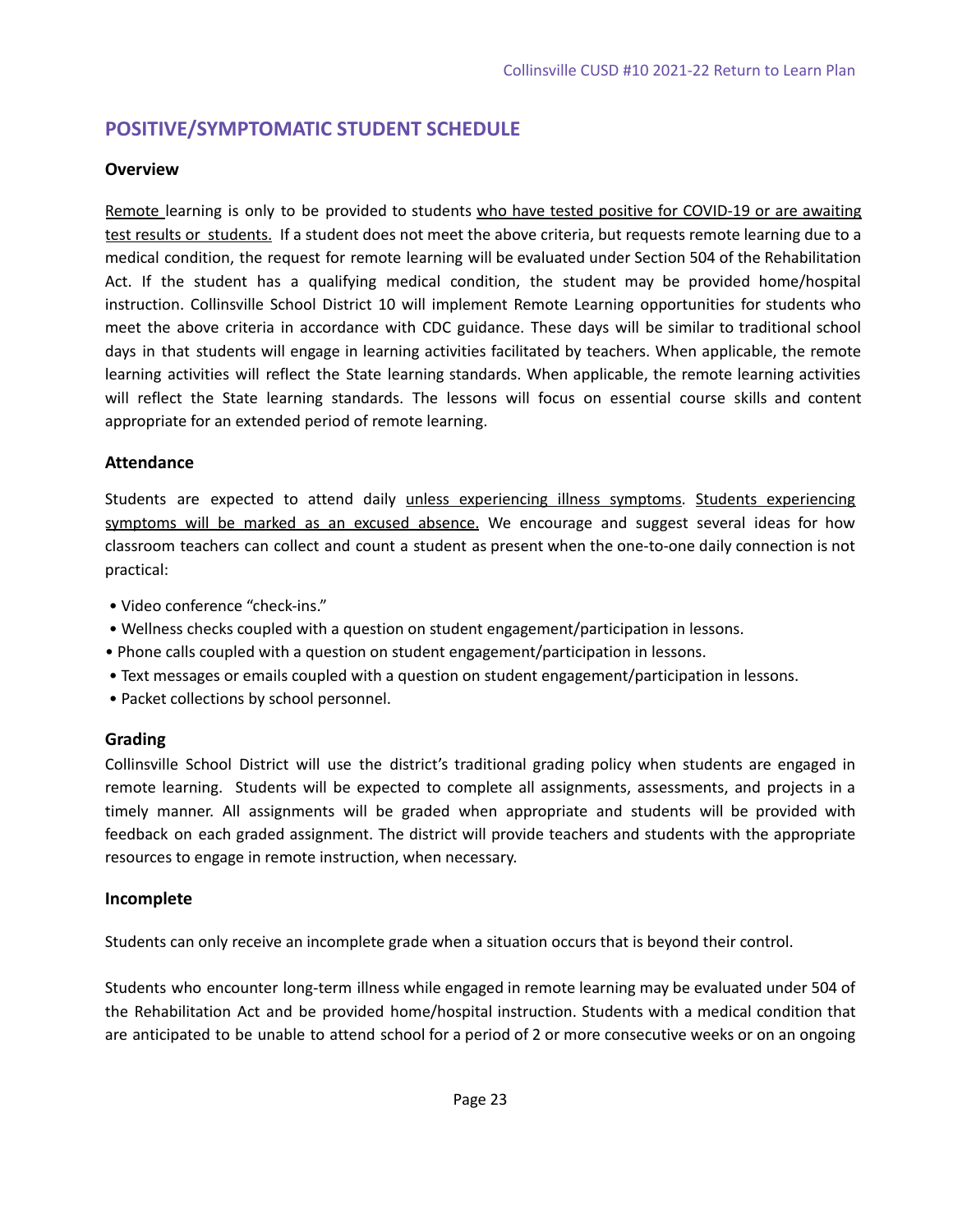## POSITIVE/SYMPTOMATIC STUDENT SCHEDULE

### Overview

Remote learning is only to be provided to students who have tested positive for COVID-19 or are awaiting test results or students. If a student does not meet the above criteria, but requests remote learning due to a medical condition, the request for remote learning will be evaluated under Section 504 of the Rehabilitation Act. If the student has a qualifying medical condition, the student may be provided home/hospital instruction. Collinsville School District 10 will implement Remote Learning opportunities for students who meet the above criteria in accordance with CDC guidance. These days will be similar to traditional school days in that students will engage in learning activities facilitated by teachers. When applicable, the remote learning activities will reflect the State learning standards. When applicable, the remote learning activities will reflect the State learning standards. The lessons will focus on essential course skills and content appropriate for an extended period of remote learning.

### Attendance

Students are expected to attend daily unless experiencing illness symptoms. Students experiencing symptoms will be marked as an excused absence. We encourage and suggest several ideas for how classroom teachers can collect and count a student as present when the one-to-one daily connection is not practical:

- Video conference "check-ins."
- Wellness checks coupled with a question on student engagement/participation in lessons.
- Phone calls coupled with a question on student engagement/participation in lessons.
- Text messages or emails coupled with a question on student engagement/participation in lessons.
- Packet collections by school personnel.

### Grading

Collinsville School District will use the district's traditional grading policy when students are engaged in remote learning. Students will be expected to complete all assignments, assessments, and projects in a timely manner. All assignments will be graded when appropriate and students will be provided with feedback on each graded assignment. The district will provide teachers and students with the appropriate resources to engage in remote instruction, when necessary.

### Incomplete

Students can only receive an incomplete grade when a situation occurs that is beyond their control.

Students who encounter long-term illness while engaged in remote learning may be evaluated under 504 of the Rehabilitation Act and be provided home/hospital instruction. Students with a medical condition that are anticipated to be unable to attend school for a period of 2 or more consecutive weeks or on an ongoing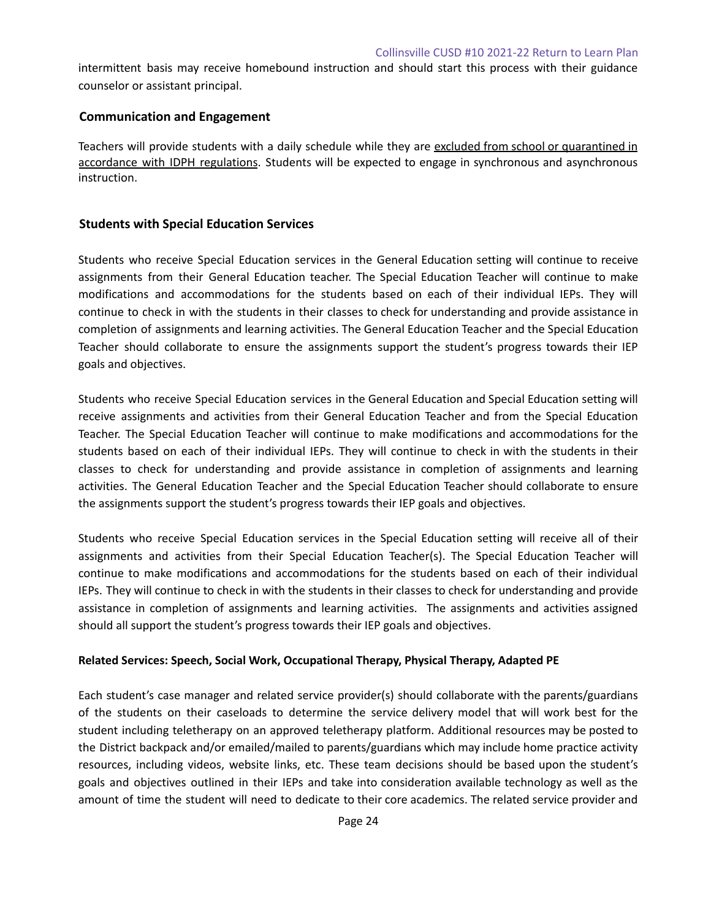intermittent basis may receive homebound instruction and should start this process with their guidance counselor or assistant principal.

### Communication and Engagement

Teachers will provide students with a daily schedule while they are excluded from school or quarantined in accordance with IDPH regulations. Students will be expected to engage in synchronous and asynchronous instruction.

### Students with Special Education Services

Students who receive Special Education services in the General Education setting will continue to receive assignments from their General Education teacher. The Special Education Teacher will continue to make modifications and accommodations for the students based on each of their individual IEPs. They will continue to check in with the students in their classes to check for understanding and provide assistance in completion of assignments and learning activities. The General Education Teacher and the Special Education Teacher should collaborate to ensure the assignments support the student's progress towards their IEP goals and objectives.

Students who receive Special Education services in the General Education and Special Education setting will receive assignments and activities from their General Education Teacher and from the Special Education Teacher. The Special Education Teacher will continue to make modifications and accommodations for the students based on each of their individual IEPs. They will continue to check in with the students in their classes to check for understanding and provide assistance in completion of assignments and learning activities. The General Education Teacher and the Special Education Teacher should collaborate to ensure the assignments support the student's progress towards their IEP goals and objectives.

Students who receive Special Education services in the Special Education setting will receive all of their assignments and activities from their Special Education Teacher(s). The Special Education Teacher will continue to make modifications and accommodations for the students based on each of their individual IEPs. They will continue to check in with the students in their classes to check for understanding and provide assistance in completion of assignments and learning activities. The assignments and activities assigned should all support the student's progress towards their IEP goals and objectives.

#### Related Services: Speech, Social Work, Occupational Therapy, Physical Therapy, Adapted PE

Each student's case manager and related service provider(s) should collaborate with the parents/guardians of the students on their caseloads to determine the service delivery model that will work best for the student including teletherapy on an approved teletherapy platform. Additional resources may be posted to the District backpack and/or emailed/mailed to parents/guardians which may include home practice activity resources, including videos, website links, etc. These team decisions should be based upon the student's goals and objectives outlined in their IEPs and take into consideration available technology as well as the amount of time the student will need to dedicate to their core academics. The related service provider and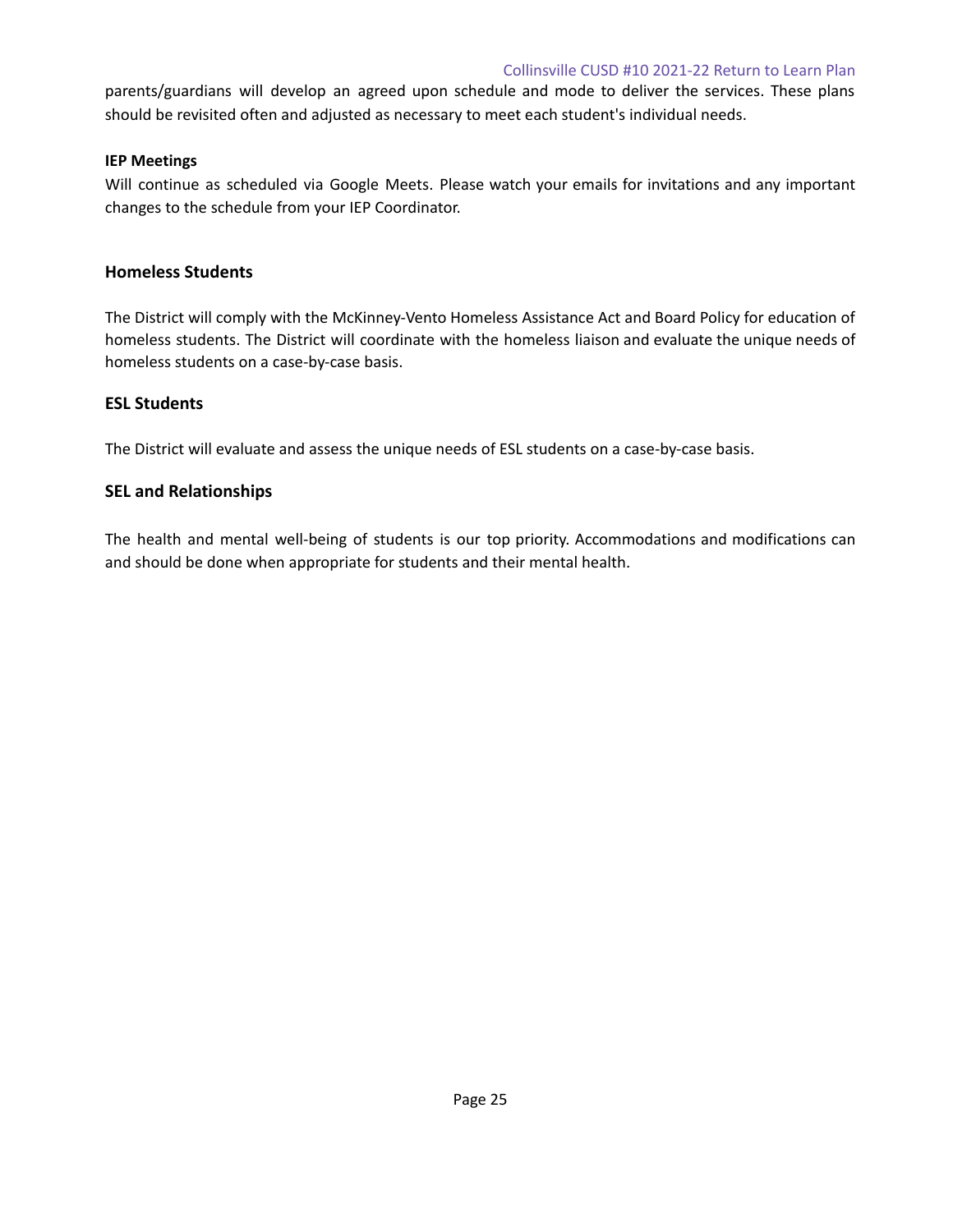parents/guardians will develop an agreed upon schedule and mode to deliver the services. These plans should be revisited often and adjusted as necessary to meet each student's individual needs.

**IEP Meetings**

Will continue as scheduled via Google Meets. Please watch your emails for invitations and any important changes to the schedule from your IEP Coordinator.

## Homeless Students

The District will comply with the McKinney-Vento Homeless Assistance Act and Board Policy for education of homeless students. The District will coordinate with the homeless liaison and evaluate the unique needs of homeless students on a case-by-case basis.

## ESL Students

The District will evaluate and assess the unique needs of ESL students on a case-by-case basis.

## SEL and Relationships

The health and mental well-being of students is our top priority. Accommodations and modifications can and should be done when appropriate for students and their mental health.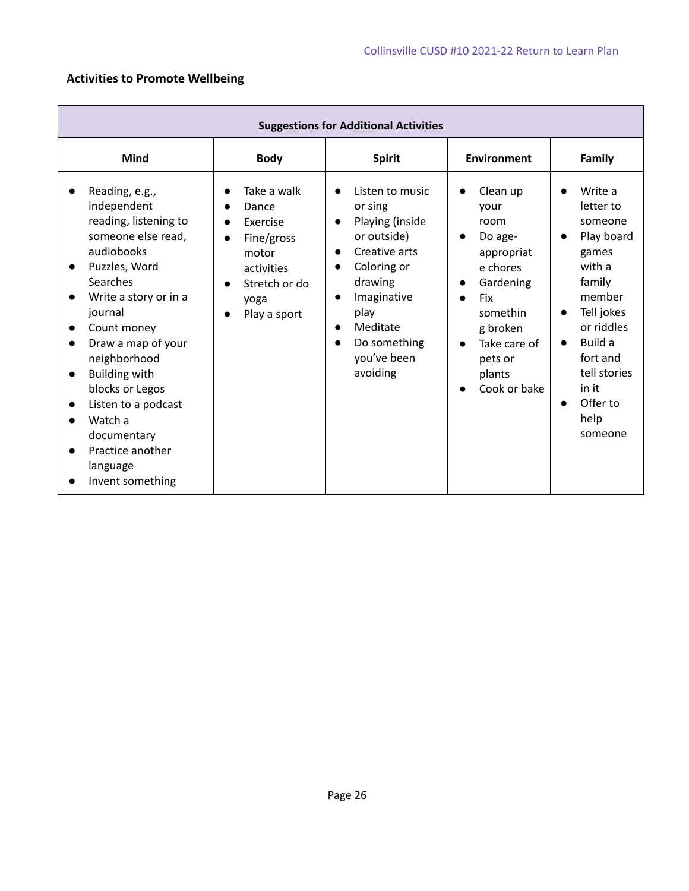## Activities to Promote Wellbeing

| Suggestions for Additional Activities | | | | |
|---|---|---|---|---|
| **Mind** | **Body** | **Spirit** | **Environment** | **Family** |
| • Reading, e.g., independent reading, listening to someone else read, audiobooks<br>• Puzzles, Word Searches<br>• Write a story or in a journal<br>• Count money<br>• Draw a map of your neighborhood<br>• Building with blocks or Legos<br>• Listen to a podcast<br>• Watch a documentary<br>• Practice another language<br>• Invent something | • Take a walk<br>• Dance<br>• Exercise<br>• Fine/gross motor activities<br>• Stretch or do yoga<br>• Play a sport | • Listen to music or sing<br>• Playing (inside or outside)<br>• Creative arts<br>• Coloring or drawing<br>• Imaginative play<br>• Meditate<br>• Do something you've been avoiding | • Clean up your room<br>• Do age-appropriate chores<br>• Gardening<br>• Fix something broken<br>• Take care of pets or plants<br>• Cook or bake | • Write a letter to someone<br>• Play board games with a family member<br>• Tell jokes or riddles<br>• Build a fort and tell stories in it<br>• Offer to help someone |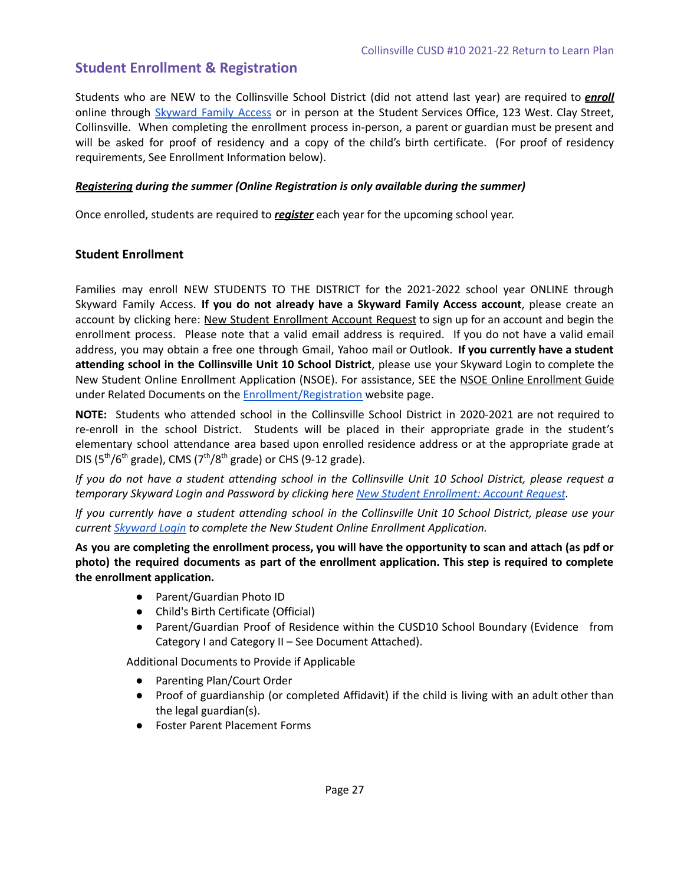## Student Enrollment & Registration

Students who are NEW to the Collinsville School District (did not attend last year) are required to ***enroll*** online through Skyward Family Access or in person at the Student Services Office, 123 West. Clay Street, Collinsville. When completing the enrollment process in-person, a parent or guardian must be present and will be asked for proof of residency and a copy of the child's birth certificate. (For proof of residency requirements, See Enrollment Information below).

***Registering* during the summer (Online Registration is only available during the summer)**

Once enrolled, students are required to ***register*** each year for the upcoming school year.

### Student Enrollment

Families may enroll NEW STUDENTS TO THE DISTRICT for the 2021-2022 school year ONLINE through Skyward Family Access. **If you do not already have a Skyward Family Access account**, please create an account by clicking here: New Student Enrollment Account Request to sign up for an account and begin the enrollment process. Please note that a valid email address is required. If you do not have a valid email address, you may obtain a free one through Gmail, Yahoo mail or Outlook. **If you currently have a student attending school in the Collinsville Unit 10 School District**, please use your Skyward Login to complete the New Student Online Enrollment Application (NSOE). For assistance, SEE the NSOE Online Enrollment Guide under Related Documents on the Enrollment/Registration website page.

**NOTE:** Students who attended school in the Collinsville School District in 2020-2021 are not required to re-enroll in the school District. Students will be placed in their appropriate grade in the student's elementary school attendance area based upon enrolled residence address or at the appropriate grade at DIS (5th/6th grade), CMS (7th/8th grade) or CHS (9-12 grade).

*If you do not have a student attending school in the Collinsville Unit 10 School District, please request a temporary Skyward Login and Password by clicking here New Student Enrollment: Account Request.*

*If you currently have a student attending school in the Collinsville Unit 10 School District, please use your current Skyward Login to complete the New Student Online Enrollment Application.*

**As you are completing the enrollment process, you will have the opportunity to scan and attach (as pdf or photo) the required documents as part of the enrollment application. This step is required to complete the enrollment application.**

- Parent/Guardian Photo ID
- Child's Birth Certificate (Official)
- Parent/Guardian Proof of Residence within the CUSD10 School Boundary (Evidence from Category I and Category II – See Document Attached).

Additional Documents to Provide if Applicable

- Parenting Plan/Court Order
- Proof of guardianship (or completed Affidavit) if the child is living with an adult other than the legal guardian(s).
- Foster Parent Placement Forms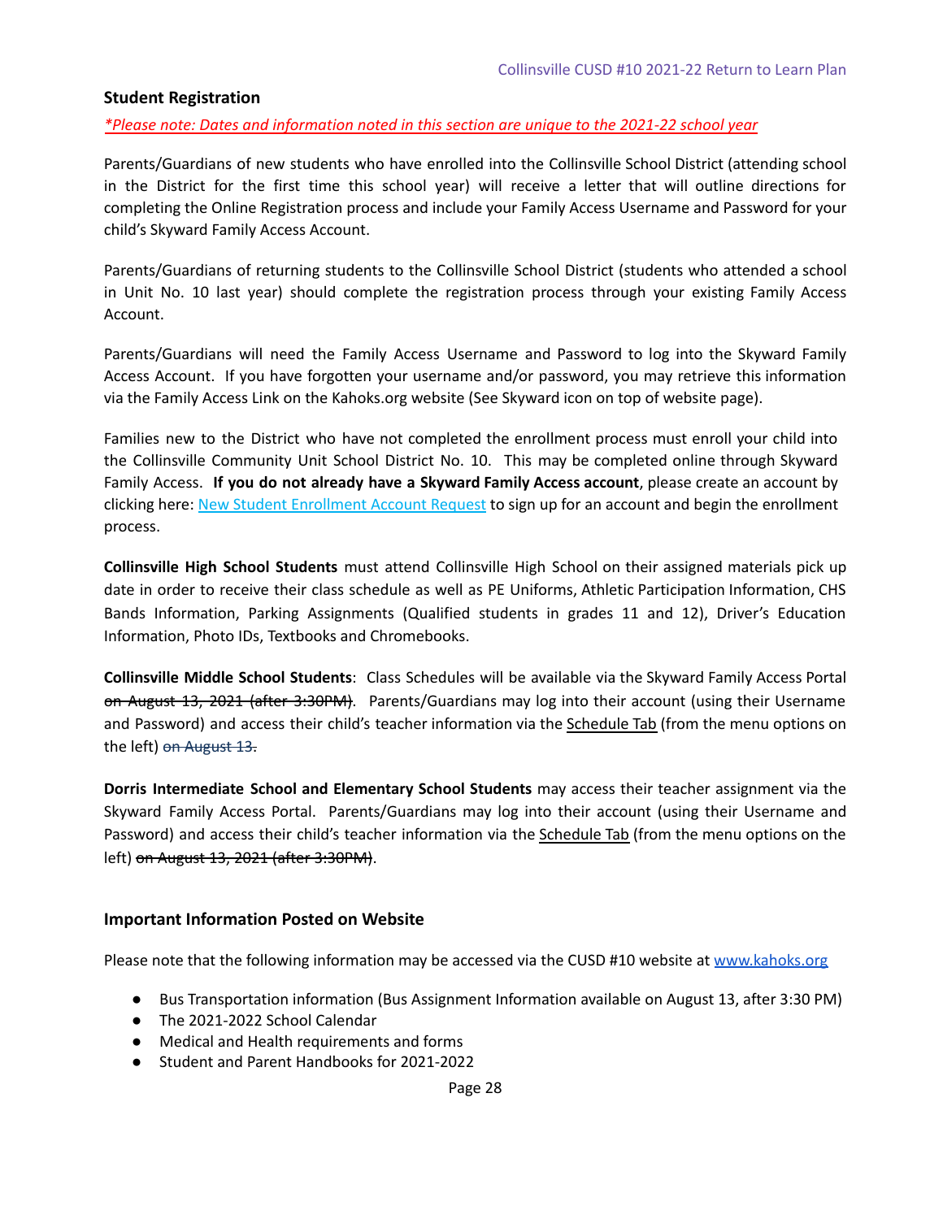## Student Registration

*Please note: Dates and information noted in this section are unique to the 2021-22 school year*

Parents/Guardians of new students who have enrolled into the Collinsville School District (attending school in the District for the first time this school year) will receive a letter that will outline directions for completing the Online Registration process and include your Family Access Username and Password for your child's Skyward Family Access Account.

Parents/Guardians of returning students to the Collinsville School District (students who attended a school in Unit No. 10 last year) should complete the registration process through your existing Family Access Account.

Parents/Guardians will need the Family Access Username and Password to log into the Skyward Family Access Account. If you have forgotten your username and/or password, you may retrieve this information via the Family Access Link on the Kahoks.org website (See Skyward icon on top of website page).

Families new to the District who have not completed the enrollment process must enroll your child into the Collinsville Community Unit School District No. 10. This may be completed online through Skyward Family Access. **If you do not already have a Skyward Family Access account**, please create an account by clicking here: [New Student Enrollment Account Request]() to sign up for an account and begin the enrollment process.

**Collinsville High School Students** must attend Collinsville High School on their assigned materials pick up date in order to receive their class schedule as well as PE Uniforms, Athletic Participation Information, CHS Bands Information, Parking Assignments (Qualified students in grades 11 and 12), Driver's Education Information, Photo IDs, Textbooks and Chromebooks.

**Collinsville Middle School Students**: Class Schedules will be available via the Skyward Family Access Portal ~~on August 13, 2021 (after 3:30PM)~~. Parents/Guardians may log into their account (using their Username and Password) and access their child's teacher information via the Schedule Tab (from the menu options on the left) ~~on August 13~~.

**Dorris Intermediate School and Elementary School Students** may access their teacher assignment via the Skyward Family Access Portal. Parents/Guardians may log into their account (using their Username and Password) and access their child's teacher information via the Schedule Tab (from the menu options on the left) ~~on August 13, 2021 (after 3:30PM)~~.

## Important Information Posted on Website

Please note that the following information may be accessed via the CUSD #10 website at [www.kahoks.org](www.kahoks.org)

- Bus Transportation information (Bus Assignment Information available on August 13, after 3:30 PM)
- The 2021-2022 School Calendar
- Medical and Health requirements and forms
- Student and Parent Handbooks for 2021-2022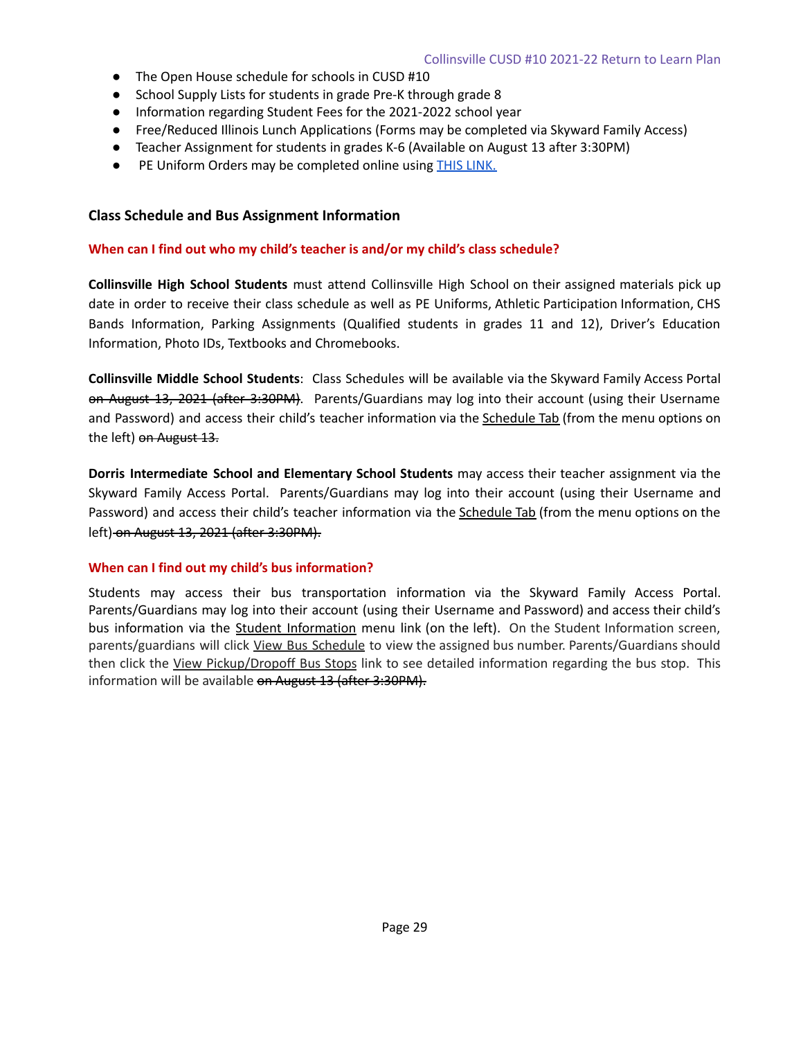- The Open House schedule for schools in CUSD #10
- School Supply Lists for students in grade Pre-K through grade 8
- Information regarding Student Fees for the 2021-2022 school year
- Free/Reduced Illinois Lunch Applications (Forms may be completed via Skyward Family Access)
- Teacher Assignment for students in grades K-6 (Available on August 13 after 3:30PM)
- PE Uniform Orders may be completed online using [THIS LINK.]()

## Class Schedule and Bus Assignment Information

### When can I find out who my child's teacher is and/or my child's class schedule?

**Collinsville High School Students** must attend Collinsville High School on their assigned materials pick up date in order to receive their class schedule as well as PE Uniforms, Athletic Participation Information, CHS Bands Information, Parking Assignments (Qualified students in grades 11 and 12), Driver's Education Information, Photo IDs, Textbooks and Chromebooks.

**Collinsville Middle School Students**: Class Schedules will be available via the Skyward Family Access Portal ~~on August 13, 2021 (after 3:30PM)~~. Parents/Guardians may log into their account (using their Username and Password) and access their child's teacher information via the Schedule Tab (from the menu options on the left) ~~on August 13.~~

**Dorris Intermediate School and Elementary School Students** may access their teacher assignment via the Skyward Family Access Portal. Parents/Guardians may log into their account (using their Username and Password) and access their child's teacher information via the Schedule Tab (from the menu options on the left) ~~on August 13, 2021 (after 3:30PM).~~

### When can I find out my child's bus information?

Students may access their bus transportation information via the Skyward Family Access Portal. Parents/Guardians may log into their account (using their Username and Password) and access their child's bus information via the Student Information menu link (on the left). On the Student Information screen, parents/guardians will click View Bus Schedule to view the assigned bus number. Parents/Guardians should then click the View Pickup/Dropoff Bus Stops link to see detailed information regarding the bus stop. This information will be available ~~on August 13 (after 3:30PM).~~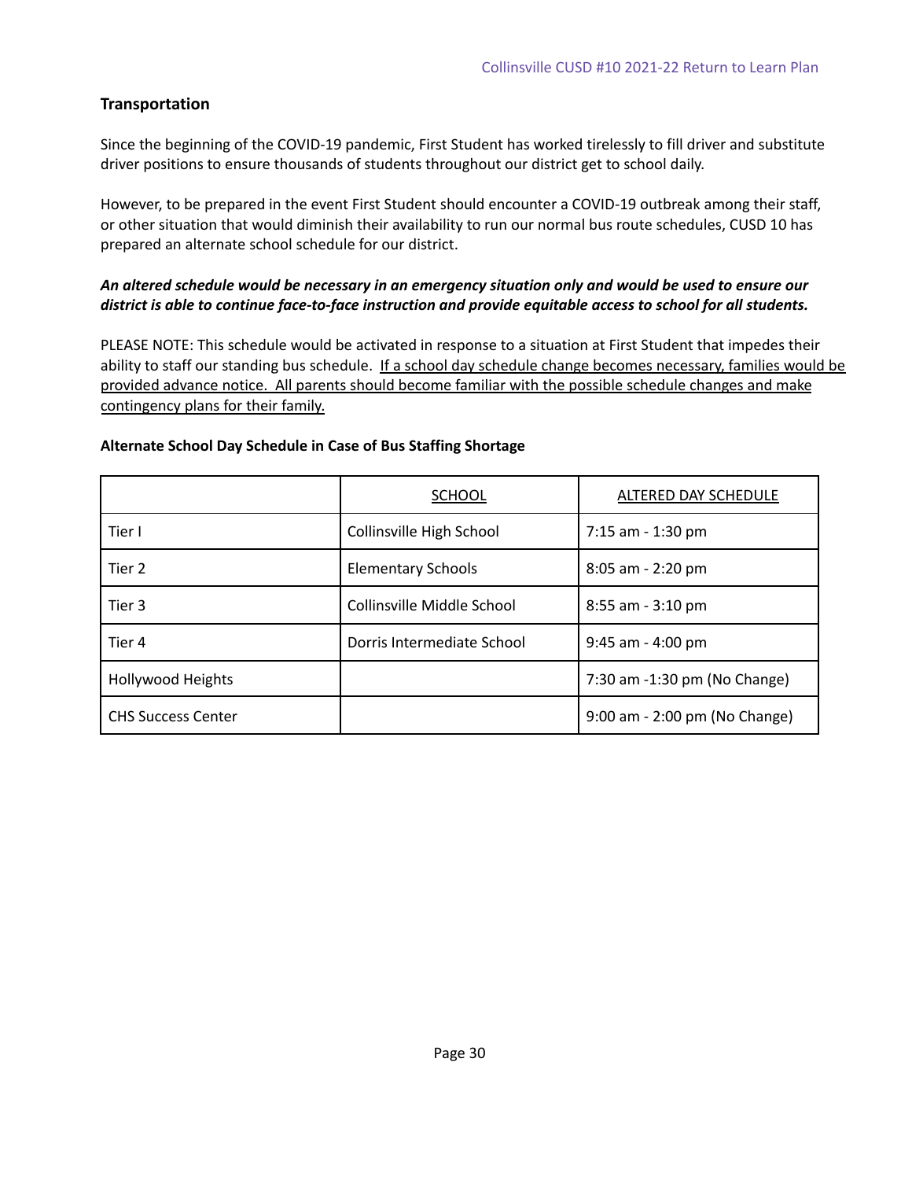## Transportation

Since the beginning of the COVID-19 pandemic, First Student has worked tirelessly to fill driver and substitute driver positions to ensure thousands of students throughout our district get to school daily.

However, to be prepared in the event First Student should encounter a COVID-19 outbreak among their staff, or other situation that would diminish their availability to run our normal bus route schedules, CUSD 10 has prepared an alternate school schedule for our district.

***An altered schedule would be necessary in an emergency situation only and would be used to ensure our district is able to continue face-to-face instruction and provide equitable access to school for all students.***

PLEASE NOTE: This schedule would be activated in response to a situation at First Student that impedes their ability to staff our standing bus schedule. <u>If a school day schedule change becomes necessary, families would be provided advance notice. All parents should become familiar with the possible schedule changes and make contingency plans for their family.</u>

**Alternate School Day Schedule in Case of Bus Staffing Shortage**

| | SCHOOL | ALTERED DAY SCHEDULE |
|---|---|---|
| Tier I | Collinsville High School | 7:15 am - 1:30 pm |
| Tier 2 | Elementary Schools | 8:05 am - 2:20 pm |
| Tier 3 | Collinsville Middle School | 8:55 am - 3:10 pm |
| Tier 4 | Dorris Intermediate School | 9:45 am - 4:00 pm |
| Hollywood Heights | | 7:30 am -1:30 pm (No Change) |
| CHS Success Center | | 9:00 am - 2:00 pm (No Change) |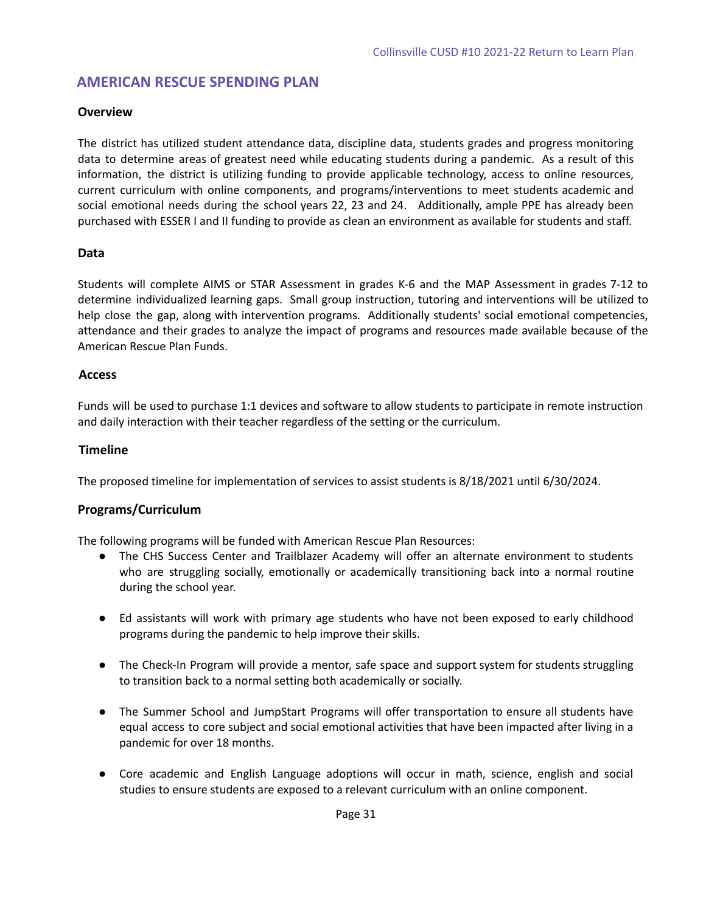## AMERICAN RESCUE SPENDING PLAN

### Overview

The district has utilized student attendance data, discipline data, students grades and progress monitoring data to determine areas of greatest need while educating students during a pandemic. As a result of this information, the district is utilizing funding to provide applicable technology, access to online resources, current curriculum with online components, and programs/interventions to meet students academic and social emotional needs during the school years 22, 23 and 24. Additionally, ample PPE has already been purchased with ESSER I and II funding to provide as clean an environment as available for students and staff.

### Data

Students will complete AIMS or STAR Assessment in grades K-6 and the MAP Assessment in grades 7-12 to determine individualized learning gaps. Small group instruction, tutoring and interventions will be utilized to help close the gap, along with intervention programs. Additionally students' social emotional competencies, attendance and their grades to analyze the impact of programs and resources made available because of the American Rescue Plan Funds.

### Access

Funds will be used to purchase 1:1 devices and software to allow students to participate in remote instruction and daily interaction with their teacher regardless of the setting or the curriculum.

### Timeline

The proposed timeline for implementation of services to assist students is 8/18/2021 until 6/30/2024.

### Programs/Curriculum

The following programs will be funded with American Rescue Plan Resources:

- The CHS Success Center and Trailblazer Academy will offer an alternate environment to students who are struggling socially, emotionally or academically transitioning back into a normal routine during the school year.
- Ed assistants will work with primary age students who have not been exposed to early childhood programs during the pandemic to help improve their skills.
- The Check-In Program will provide a mentor, safe space and support system for students struggling to transition back to a normal setting both academically or socially.
- The Summer School and JumpStart Programs will offer transportation to ensure all students have equal access to core subject and social emotional activities that have been impacted after living in a pandemic for over 18 months.
- Core academic and English Language adoptions will occur in math, science, english and social studies to ensure students are exposed to a relevant curriculum with an online component.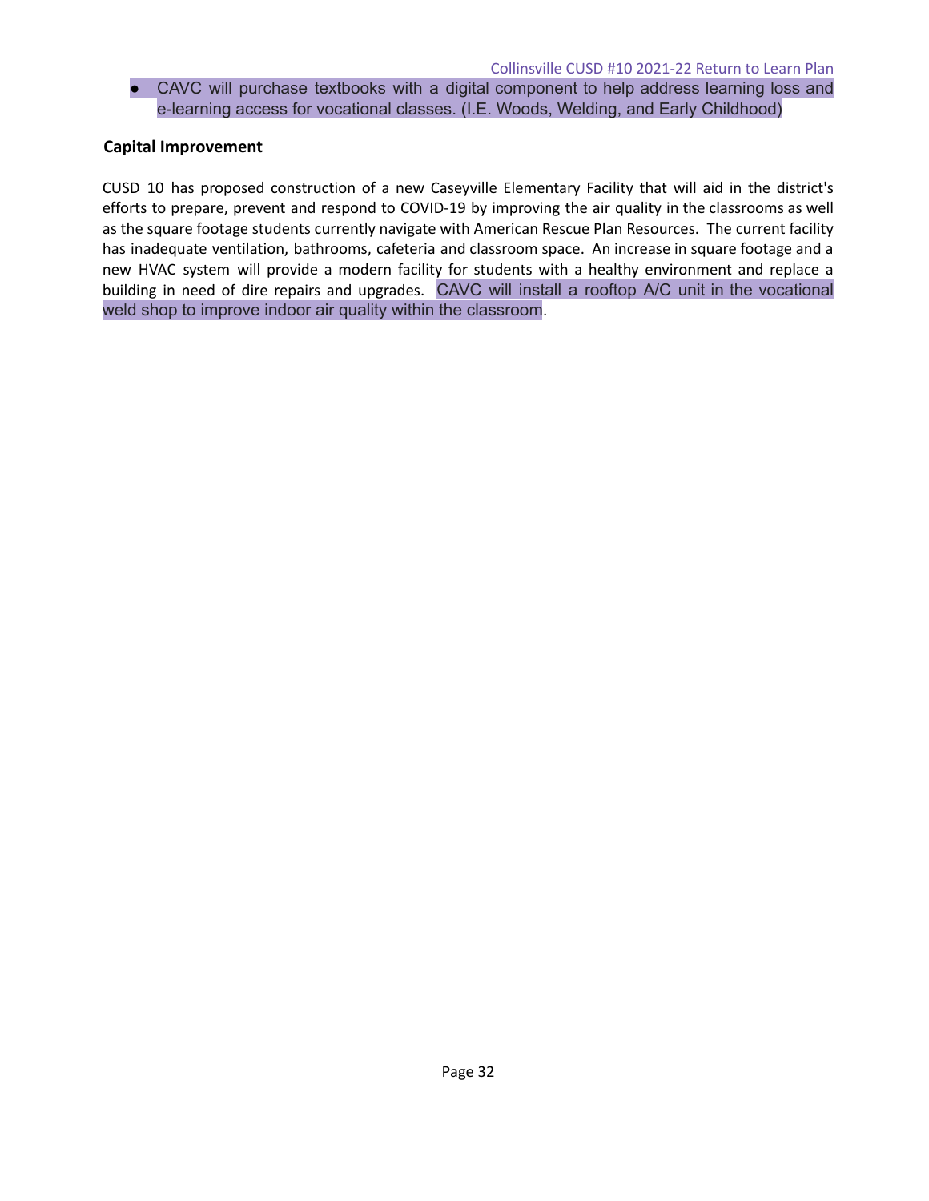- CAVC will purchase textbooks with a digital component to help address learning loss and e-learning access for vocational classes. (I.E. Woods, Welding, and Early Childhood)

**Capital Improvement**

CUSD 10 has proposed construction of a new Caseyville Elementary Facility that will aid in the district's efforts to prepare, prevent and respond to COVID-19 by improving the air quality in the classrooms as well as the square footage students currently navigate with American Rescue Plan Resources. The current facility has inadequate ventilation, bathrooms, cafeteria and classroom space. An increase in square footage and a new HVAC system will provide a modern facility for students with a healthy environment and replace a building in need of dire repairs and upgrades. CAVC will install a rooftop A/C unit in the vocational weld shop to improve indoor air quality within the classroom.